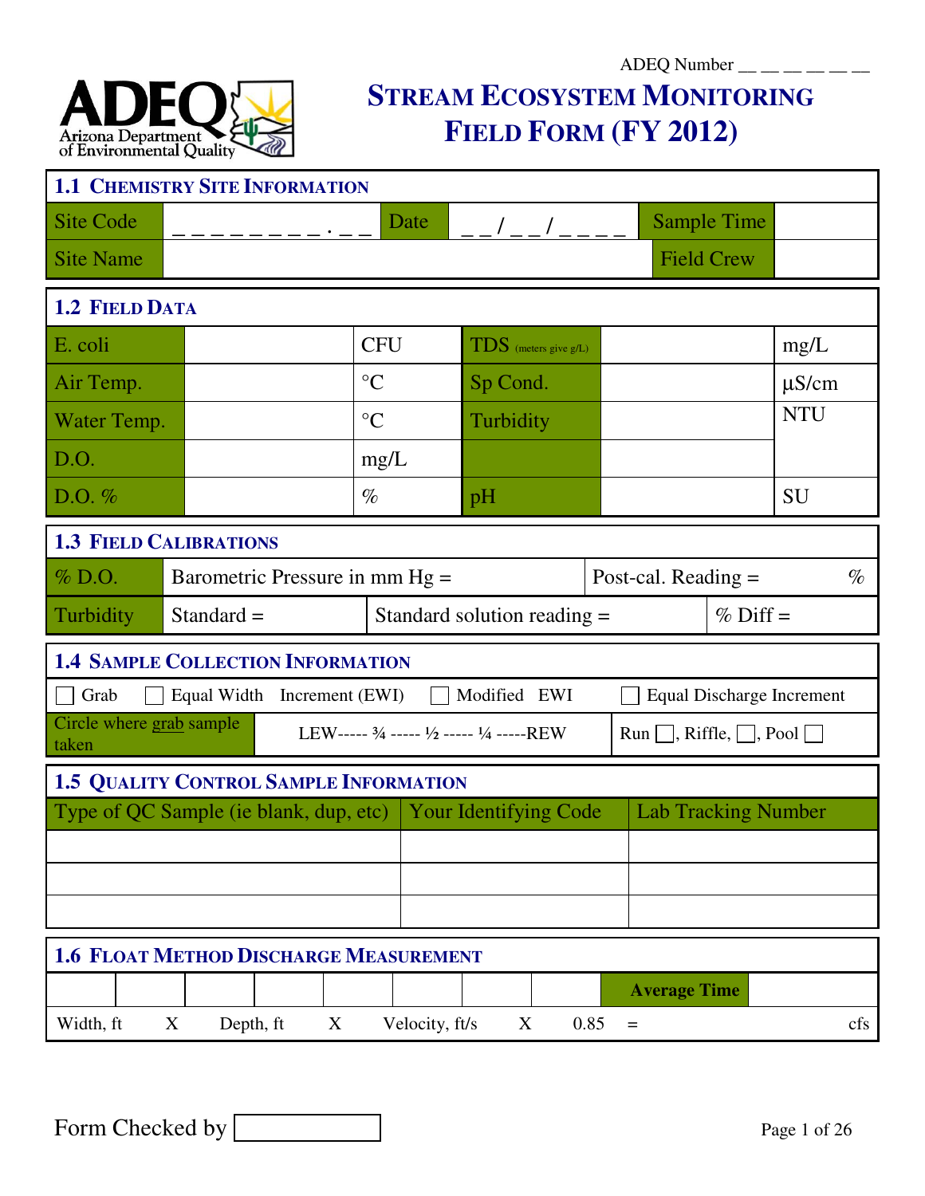ADEQ Number __ __ __ __ __ __

**ADEQ** Arizona Department of Environmental Quality

# STREAM ECOSYSTEM MONITORING FIELD FORM (FY 2012)

## 1.1 CHEMISTRY SITE INFORMATION

| Site Code | _ _ _ _ _ _ _ _ _ . _ _ | Date | _ _ / _ _ / _ _ _ _ | Sample Time | |
|---|---|---|---|---|---|
| Site Name | | | | Field Crew | |

## 1.2 FIELD DATA

| E. coli | | CFU | TDS (meters give g/L) | | mg/L |
|---|---|---|---|---|---|
| Air Temp. | | °C | Sp Cond. | | µS/cm |
| Water Temp. | | °C | Turbidity | | NTU |
| D.O. | | mg/L | | | |
| D.O. % | | % | pH | | SU |

## 1.3 FIELD CALIBRATIONS

| % D.O. | Barometric Pressure in mm Hg = | Post-cal. Reading = % |
|---|---|---|
| Turbidity | Standard = | Standard solution reading = | % Diff = |

## 1.4 SAMPLE COLLECTION INFORMATION

☐ Grab ☐ Equal Width Increment (EWI) ☐ Modified EWI ☐ Equal Discharge Increment

| Circle where grab sample taken | LEW----- ¾ ----- ½ ----- ¼ -----REW | Run ☐, Riffle, ☐, Pool ☐ |
|---|---|---|

## 1.5 QUALITY CONTROL SAMPLE INFORMATION

| Type of QC Sample (ie blank, dup, etc) | Your Identifying Code | Lab Tracking Number |
|---|---|---|
| | | |
| | | |
| | | |

## 1.6 FLOAT METHOD DISCHARGE MEASUREMENT

| | | | | | | | | Average Time | |
|---|---|---|---|---|---|---|---|---|---|

Width, ft X Depth, ft X Velocity, ft/s X 0.85 = cfs

Form Checked by ☐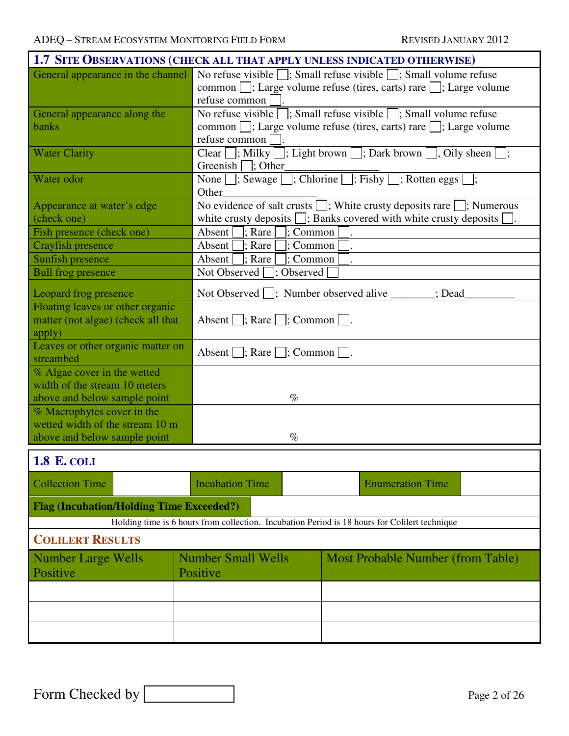## 1.7 SITE OBSERVATIONS (CHECK ALL THAT APPLY UNLESS INDICATED OTHERWISE)

| | |
|---|---|
| General appearance in the channel | No refuse visible ☐; Small refuse visible ☐; Small volume refuse common ☐; Large volume refuse (tires, carts) rare ☐; Large volume refuse common ☐. |
| General appearance along the banks | No refuse visible ☐; Small refuse visible ☐; Small volume refuse common ☐; Large volume refuse (tires, carts) rare ☐; Large volume refuse common ☐. |
| Water Clarity | Clear ☐; Milky ☐; Light brown ☐; Dark brown ☐, Oily sheen ☐; Greenish ☐; Other_________________ |
| Water odor | None ☐; Sewage ☐; Chlorine ☐; Fishy ☐; Rotten eggs ☐; Other_________________ |
| Appearance at water's edge (check one) | No evidence of salt crusts ☐; White crusty deposits rare ☐; Numerous white crusty deposits ☐; Banks covered with white crusty deposits ☐. |
| Fish presence (check one) | Absent ☐; Rare ☐; Common ☐. |
| Crayfish presence | Absent ☐; Rare ☐; Common ☐. |
| Sunfish presence | Absent ☐; Rare ☐; Common ☐. |
| Bull frog presence | Not Observed ☐; Observed ☐ |
| Leopard frog presence | Not Observed ☐; Number observed alive ________; Dead_________ |
| Floating leaves or other organic matter (not algae) (check all that apply) | Absent ☐; Rare ☐; Common ☐. |
| Leaves or other organic matter on streambed | Absent ☐; Rare ☐; Common ☐. |
| % Algae cover in the wetted width of the stream 10 meters above and below sample point | % |
| % Macrophytes cover in the wetted width of the stream 10 m above and below sample point | % |

## 1.8 E. COLI

| Collection Time | | Incubation Time | | Enumeration Time | |
|---|---|---|---|---|---|
| **Flag (Incubation/Holding Time Exceeded?)** | | | | | |

Holding time is 6 hours from collection. Incubation Period is 18 hours for Colilert technique

### COLILERT RESULTS

| Number Large Wells Positive | Number Small Wells Positive | Most Probable Number (from Table) |
|---|---|---|
| | | |
| | | |
| | | |

Form Checked by ☐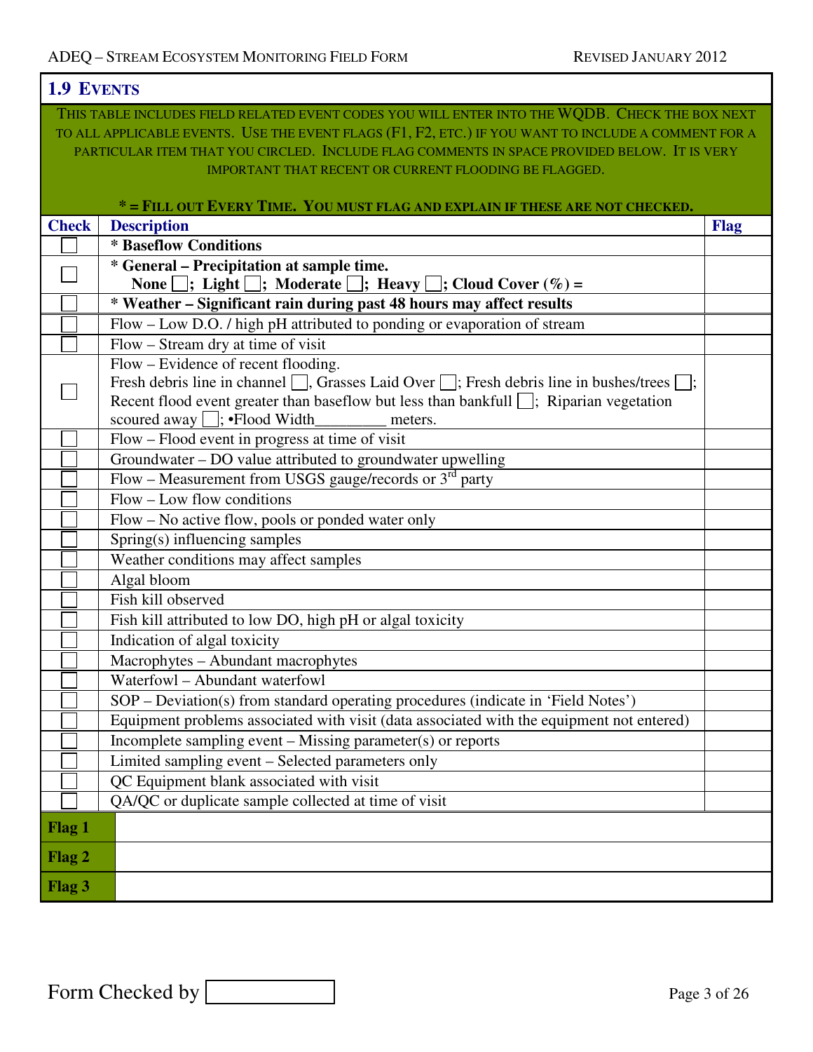## 1.9 Events

This table includes field related event codes you will enter into the WQDB. Check the box next to all applicable events. Use the event flags (F1, F2, etc.) if you want to include a comment for a particular item that you circled. Include flag comments in space provided below. It is very important that recent or current flooding be flagged.

**\* = Fill out Every Time. You must flag and explain if these are not checked.**

| Check | Description | Flag |
|---|---|---|
| ☐ | **\* Baseflow Conditions** | |
| ☐ | **\* General – Precipitation at sample time.** **None ☐; Light ☐; Moderate ☐; Heavy ☐; Cloud Cover (%) =** | |
| ☐ | **\* Weather – Significant rain during past 48 hours may affect results** | |
| ☐ | Flow – Low D.O. / high pH attributed to ponding or evaporation of stream | |
| ☐ | Flow – Stream dry at time of visit | |
| ☐ | Flow – Evidence of recent flooding. Fresh debris line in channel ☐, Grasses Laid Over ☐; Fresh debris line in bushes/trees ☐; Recent flood event greater than baseflow but less than bankfull ☐; Riparian vegetation scoured away ☐; •Flood Width_________ meters. | |
| ☐ | Flow – Flood event in progress at time of visit | |
| ☐ | Groundwater – DO value attributed to groundwater upwelling | |
| ☐ | Flow – Measurement from USGS gauge/records or 3rd party | |
| ☐ | Flow – Low flow conditions | |
| ☐ | Flow – No active flow, pools or ponded water only | |
| ☐ | Spring(s) influencing samples | |
| ☐ | Weather conditions may affect samples | |
| ☐ | Algal bloom | |
| ☐ | Fish kill observed | |
| ☐ | Fish kill attributed to low DO, high pH or algal toxicity | |
| ☐ | Indication of algal toxicity | |
| ☐ | Macrophytes – Abundant macrophytes | |
| ☐ | Waterfowl – Abundant waterfowl | |
| ☐ | SOP – Deviation(s) from standard operating procedures (indicate in 'Field Notes') | |
| ☐ | Equipment problems associated with visit (data associated with the equipment not entered) | |
| ☐ | Incomplete sampling event – Missing parameter(s) or reports | |
| ☐ | Limited sampling event – Selected parameters only | |
| ☐ | QC Equipment blank associated with visit | |
| ☐ | QA/QC or duplicate sample collected at time of visit | |

| | |
|---|---|
| **Flag 1** | |
| **Flag 2** | |
| **Flag 3** | |

Form Checked by ☐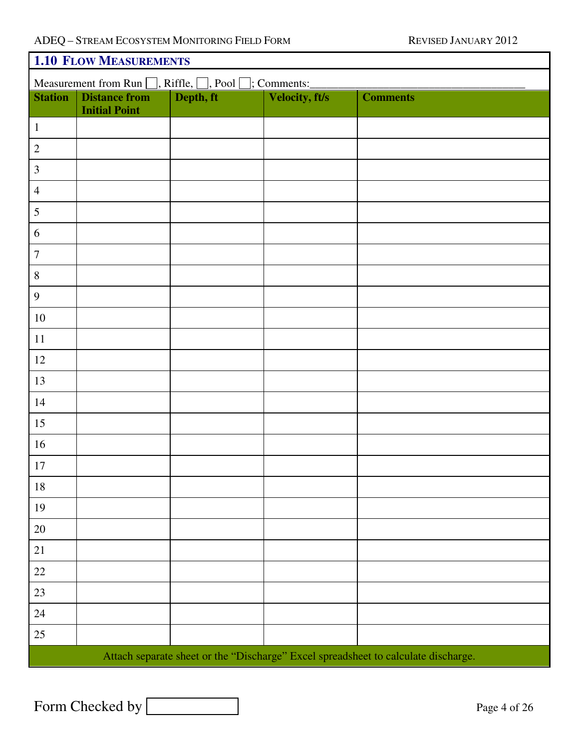## 1.10 Flow Measurements

Measurement from Run ☐, Riffle, ☐, Pool ☐; Comments:______________________________________

| Station | Distance from Initial Point | Depth, ft | Velocity, ft/s | Comments |
|---|---|---|---|---|
| 1 | | | | |
| 2 | | | | |
| 3 | | | | |
| 4 | | | | |
| 5 | | | | |
| 6 | | | | |
| 7 | | | | |
| 8 | | | | |
| 9 | | | | |
| 10 | | | | |
| 11 | | | | |
| 12 | | | | |
| 13 | | | | |
| 14 | | | | |
| 15 | | | | |
| 16 | | | | |
| 17 | | | | |
| 18 | | | | |
| 19 | | | | |
| 20 | | | | |
| 21 | | | | |
| 22 | | | | |
| 23 | | | | |
| 24 | | | | |
| 25 | | | | |

Attach separate sheet or the "Discharge" Excel spreadsheet to calculate discharge.

Form Checked by ☐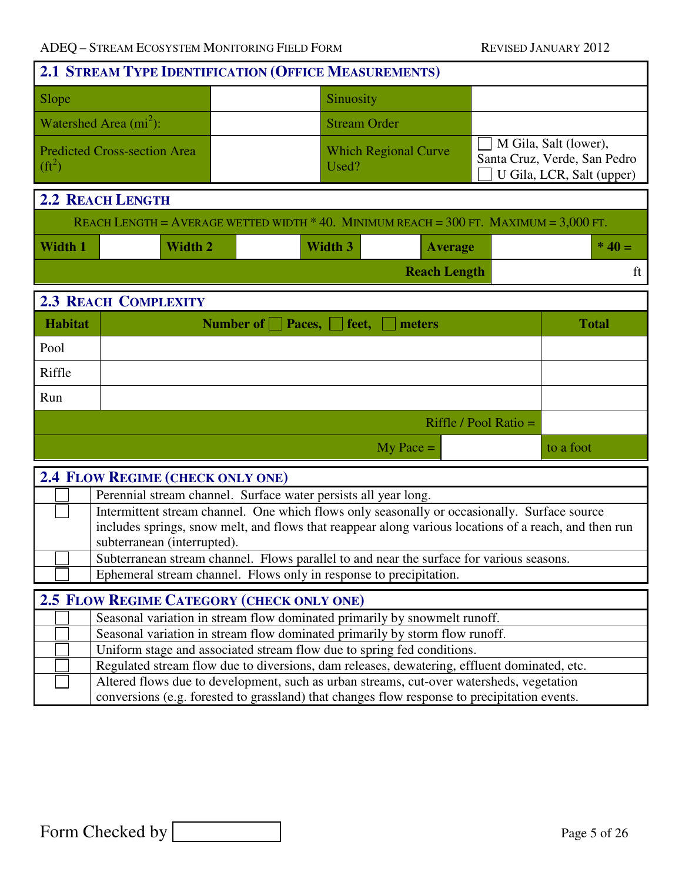## 2.1 Stream Type Identification (Office Measurements)

| | | | |
|---|---|---|---|
| Slope | | Sinuosity | |
| Watershed Area ($mi^2$): | | Stream Order | |
| Predicted Cross-section Area ($ft^2$) | | Which Regional Curve Used? | ☐ M Gila, Salt (lower), Santa Cruz, Verde, San Pedro ☐ U Gila, LCR, Salt (upper) |

## 2.2 Reach Length

Reach Length = Average wetted width * 40. Minimum reach = 300 ft. Maximum = 3,000 ft.

| **Width 1** | | **Width 2** | | **Width 3** | | **Average** | | *** 40 =** |
|---|---|---|---|---|---|---|---|---|
| | | | | | | **Reach Length** | | ft |

## 2.3 Reach Complexity

| **Habitat** | **Number of ☐ Paces, ☐ feet, ☐ meters** | **Total** |
|---|---|---|
| Pool | | |
| Riffle | | |
| Run | | |
| | Riffle / Pool Ratio = | |
| | My Pace = | to a foot |

## 2.4 Flow Regime (check only one)

| | |
|---|---|
| ☐ | Perennial stream channel. Surface water persists all year long. |
| ☐ | Intermittent stream channel. One which flows only seasonally or occasionally. Surface source includes springs, snow melt, and flows that reappear along various locations of a reach, and then run subterranean (interrupted). |
| ☐ | Subterranean stream channel. Flows parallel to and near the surface for various seasons. |
| ☐ | Ephemeral stream channel. Flows only in response to precipitation. |

## 2.5 Flow Regime Category (check only one)

| | |
|---|---|
| ☐ | Seasonal variation in stream flow dominated primarily by snowmelt runoff. |
| ☐ | Seasonal variation in stream flow dominated primarily by storm flow runoff. |
| ☐ | Uniform stage and associated stream flow due to spring fed conditions. |
| ☐ | Regulated stream flow due to diversions, dam releases, dewatering, effluent dominated, etc. |
| ☐ | Altered flows due to development, such as urban streams, cut-over watersheds, vegetation conversions (e.g. forested to grassland) that changes flow response to precipitation events. |

Form Checked by ☐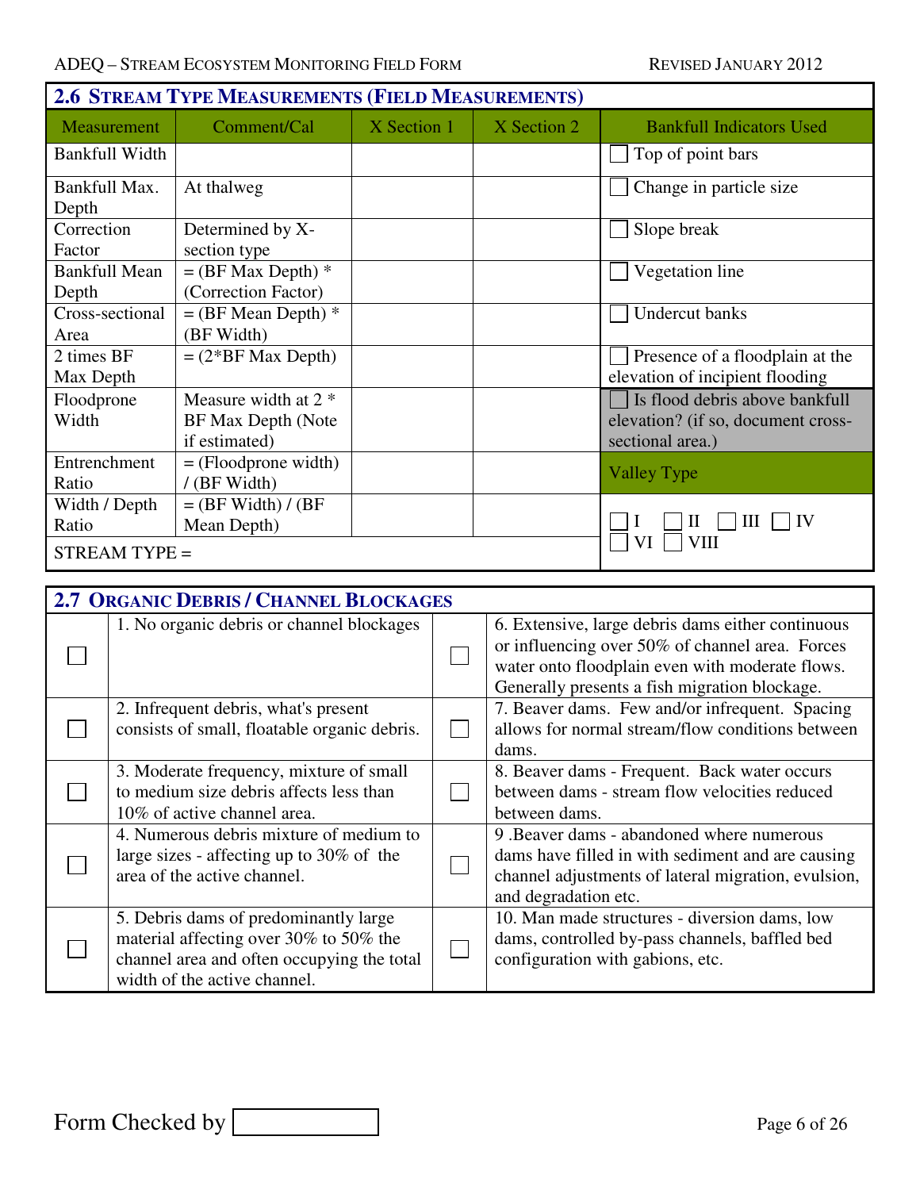## 2.6 Stream Type Measurements (Field Measurements)

| Measurement | Comment/Cal | X Section 1 | X Section 2 | Bankfull Indicators Used |
|---|---|---|---|---|
| Bankfull Width | | | | ☐ Top of point bars |
| Bankfull Max. Depth | At thalweg | | | ☐ Change in particle size |
| Correction Factor | Determined by X-section type | | | ☐ Slope break |
| Bankfull Mean Depth | = (BF Max Depth) * (Correction Factor) | | | ☐ Vegetation line |
| Cross-sectional Area | = (BF Mean Depth) * (BF Width) | | | ☐ Undercut banks |
| 2 times BF Max Depth | = (2*BF Max Depth) | | | ☐ Presence of a floodplain at the elevation of incipient flooding |
| Floodprone Width | Measure width at 2 * BF Max Depth (Note if estimated) | | | ☐ Is flood debris above bankfull elevation? (if so, document cross-sectional area.) |
| Entrenchment Ratio | = (Floodprone width) / (BF Width) | | | **Valley Type** |
| Width / Depth Ratio | = (BF Width) / (BF Mean Depth) | | | ☐ I ☐ II ☐ III ☐ IV ☐ VI ☐ VIII |
| STREAM TYPE = | | | | |

## 2.7 Organic Debris / Channel Blockages

| | | | |
|---|---|---|---|
| ☐ | 1. No organic debris or channel blockages | ☐ | 6. Extensive, large debris dams either continuous or influencing over 50% of channel area. Forces water onto floodplain even with moderate flows. Generally presents a fish migration blockage. |
| ☐ | 2. Infrequent debris, what's present consists of small, floatable organic debris. | ☐ | 7. Beaver dams. Few and/or infrequent. Spacing allows for normal stream/flow conditions between dams. |
| ☐ | 3. Moderate frequency, mixture of small to medium size debris affects less than 10% of active channel area. | ☐ | 8. Beaver dams - Frequent. Back water occurs between dams - stream flow velocities reduced between dams. |
| ☐ | 4. Numerous debris mixture of medium to large sizes - affecting up to 30% of the area of the active channel. | ☐ | 9 .Beaver dams - abandoned where numerous dams have filled in with sediment and are causing channel adjustments of lateral migration, evulsion, and degradation etc. |
| ☐ | 5. Debris dams of predominantly large material affecting over 30% to 50% the channel area and often occupying the total width of the active channel. | ☐ | 10. Man made structures - diversion dams, low dams, controlled by-pass channels, baffled bed configuration with gabions, etc. |

Form Checked by ☐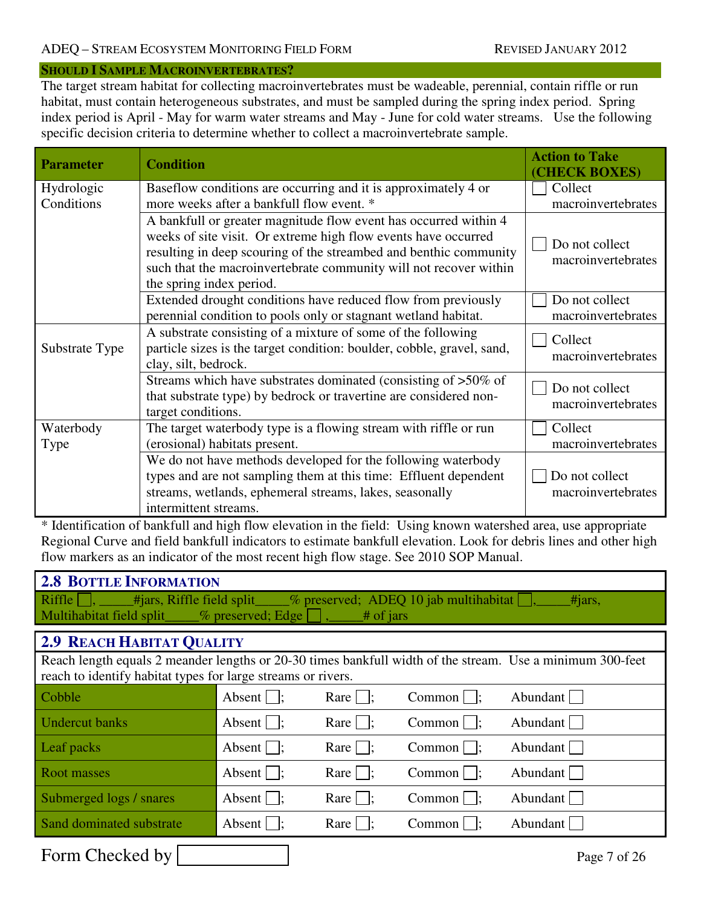## SHOULD I SAMPLE MACROINVERTEBRATES?

The target stream habitat for collecting macroinvertebrates must be wadeable, perennial, contain riffle or run habitat, must contain heterogeneous substrates, and must be sampled during the spring index period. Spring index period is April - May for warm water streams and May - June for cold water streams. Use the following specific decision criteria to determine whether to collect a macroinvertebrate sample.

| Parameter | Condition | Action to Take (CHECK BOXES) |
|---|---|---|
| Hydrologic Conditions | Baseflow conditions are occurring and it is approximately 4 or more weeks after a bankfull flow event. * | ☐ Collect macroinvertebrates |
| | A bankfull or greater magnitude flow event has occurred within 4 weeks of site visit. Or extreme high flow events have occurred resulting in deep scouring of the streambed and benthic community such that the macroinvertebrate community will not recover within the spring index period. | ☐ Do not collect macroinvertebrates |
| | Extended drought conditions have reduced flow from previously perennial condition to pools only or stagnant wetland habitat. | ☐ Do not collect macroinvertebrates |
| Substrate Type | A substrate consisting of a mixture of some of the following particle sizes is the target condition: boulder, cobble, gravel, sand, clay, silt, bedrock. | ☐ Collect macroinvertebrates |
| | Streams which have substrates dominated (consisting of >50% of that substrate type) by bedrock or travertine are considered non-target conditions. | ☐ Do not collect macroinvertebrates |
| Waterbody Type | The target waterbody type is a flowing stream with riffle or run (erosional) habitats present. | ☐ Collect macroinvertebrates |
| | We do not have methods developed for the following waterbody types and are not sampling them at this time: Effluent dependent streams, wetlands, ephemeral streams, lakes, seasonally intermittent streams. | ☐ Do not collect macroinvertebrates |

* Identification of bankfull and high flow elevation in the field: Using known watershed area, use appropriate Regional Curve and field bankfull indicators to estimate bankfull elevation. Look for debris lines and other high flow markers as an indicator of the most recent high flow stage. See 2010 SOP Manual.

## 2.8 BOTTLE INFORMATION

Riffle ☐, _____#jars, Riffle field split_____% preserved; ADEQ 10 jab multihabitat ☐,_____#jars, Multihabitat field split_____% preserved; Edge ☐ ,_____# of jars

## 2.9 REACH HABITAT QUALITY

Reach length equals 2 meander lengths or 20-30 times bankfull width of the stream. Use a minimum 300-feet reach to identify habitat types for large streams or rivers.

| | | | | |
|---|---|---|---|---|
| Cobble | Absent ☐; | Rare ☐; | Common ☐; | Abundant ☐ |
| Undercut banks | Absent ☐; | Rare ☐; | Common ☐; | Abundant ☐ |
| Leaf packs | Absent ☐; | Rare ☐; | Common ☐; | Abundant ☐ |
| Root masses | Absent ☐; | Rare ☐; | Common ☐; | Abundant ☐ |
| Submerged logs / snares | Absent ☐; | Rare ☐; | Common ☐; | Abundant ☐ |
| Sand dominated substrate | Absent ☐; | Rare ☐; | Common ☐; | Abundant ☐ |

Form Checked by ☐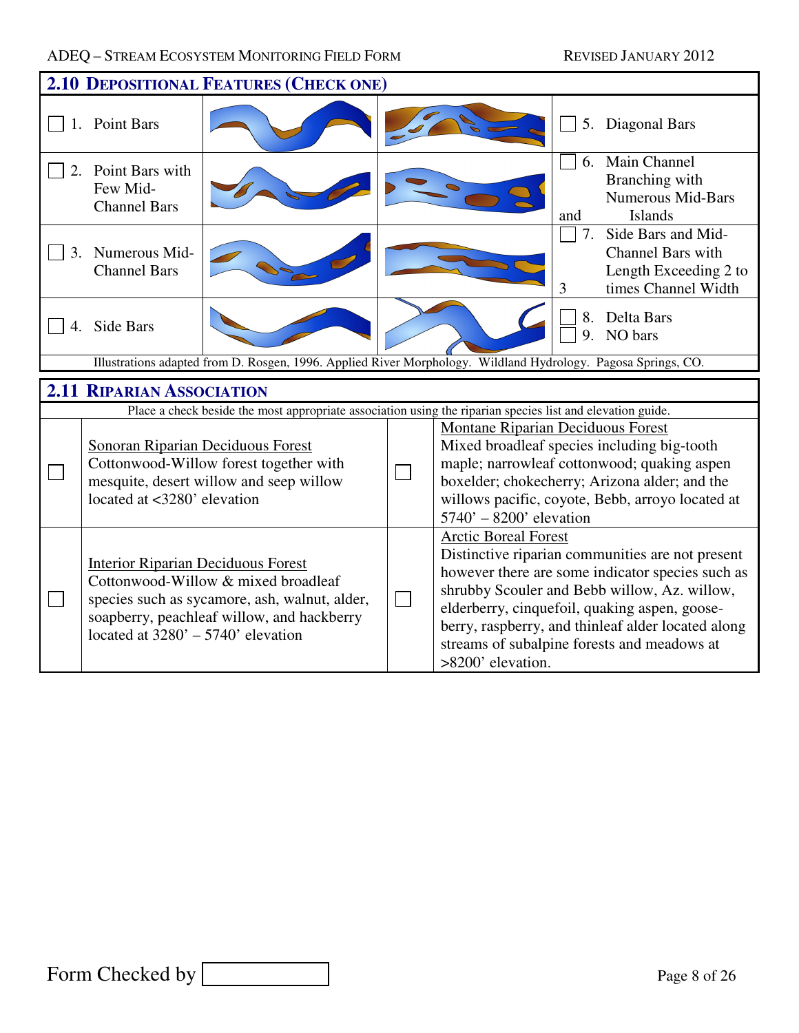## 2.10 Depositional Features (Check one)

| | | | |
|---|---|---|---|
| ☐ 1. Point Bars | | | ☐ 5. Diagonal Bars |
| ☐ 2. Point Bars with Few Mid-Channel Bars | | | ☐ 6. Main Channel Branching with Numerous Mid-Bars and Islands |
| ☐ 3. Numerous Mid-Channel Bars | | | ☐ 7. Side Bars and Mid-Channel Bars with Length Exceeding 2 to 3 times Channel Width |
| ☐ 4. Side Bars | | | ☐ 8. Delta Bars<br>☐ 9. NO bars |

Illustrations adapted from D. Rosgen, 1996. Applied River Morphology. Wildland Hydrology. Pagosa Springs, CO.

## 2.11 Riparian Association

Place a check beside the most appropriate association using the riparian species list and elevation guide.

| | | | |
|---|---|---|---|
| ☐ | Sonoran Riparian Deciduous Forest<br>Cottonwood-Willow forest together with mesquite, desert willow and seep willow located at <3280' elevation | ☐ | Montane Riparian Deciduous Forest<br>Mixed broadleaf species including big-tooth maple; narrowleaf cottonwood; quaking aspen boxelder; chokecherry; Arizona alder; and the willows pacific, coyote, Bebb, arroyo located at 5740' – 8200' elevation |
| ☐ | Interior Riparian Deciduous Forest<br>Cottonwood-Willow & mixed broadleaf species such as sycamore, ash, walnut, alder, soapberry, peachleaf willow, and hackberry located at 3280' – 5740' elevation | ☐ | Arctic Boreal Forest<br>Distinctive riparian communities are not present however there are some indicator species such as shrubby Scouler and Bebb willow, Az. willow, elderberry, cinquefoil, quaking aspen, gooseberry, raspberry, and thinleaf alder located along streams of subalpine forests and meadows at >8200' elevation. |

Form Checked by ____________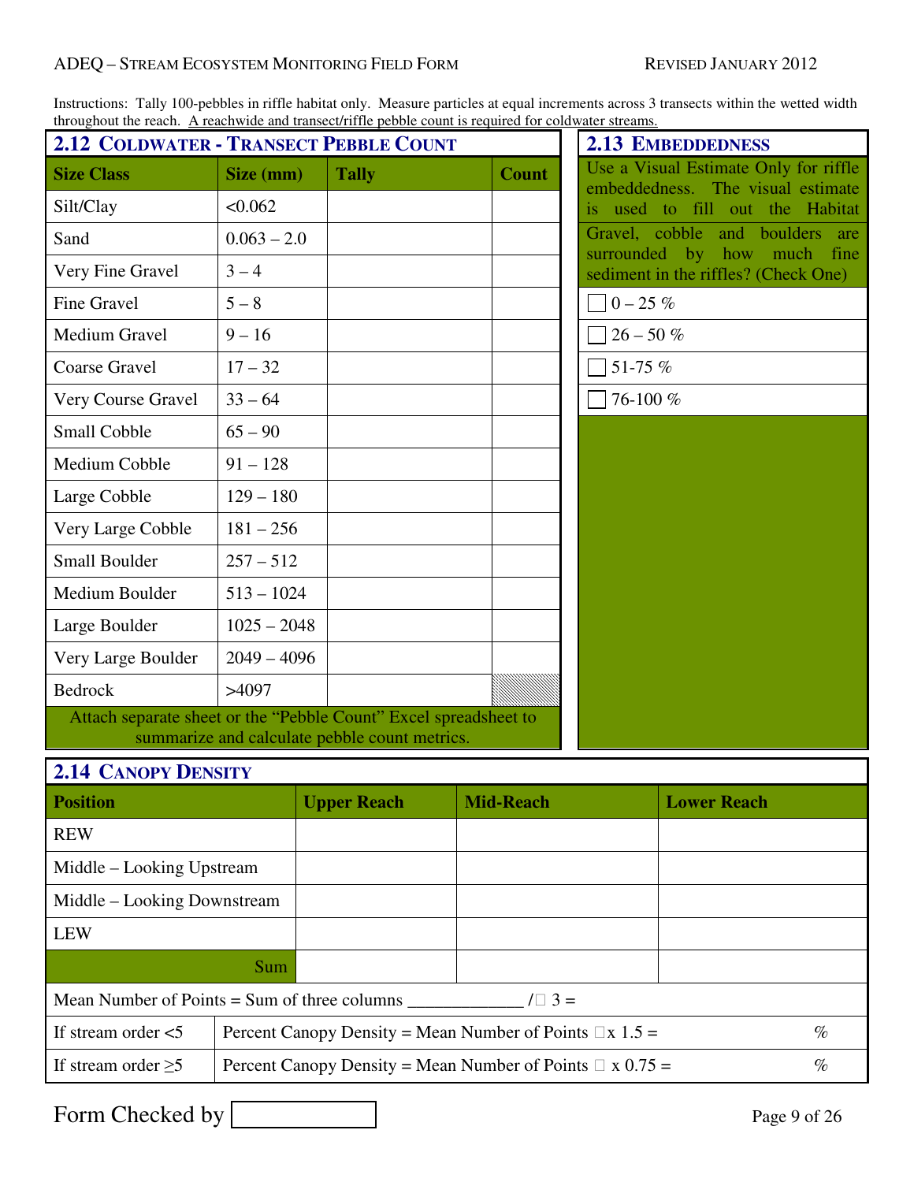Instructions: Tally 100-pebbles in riffle habitat only. Measure particles at equal increments across 3 transects within the wetted width throughout the reach. A reachwide and transect/riffle pebble count is required for coldwater streams.

## 2.12 Coldwater - Transect Pebble Count

| Size Class | Size (mm) | Tally | Count |
|---|---|---|---|
| Silt/Clay | <0.062 | | |
| Sand | 0.063 – 2.0 | | |
| Very Fine Gravel | 3 – 4 | | |
| Fine Gravel | 5 – 8 | | |
| Medium Gravel | 9 – 16 | | |
| Coarse Gravel | 17 – 32 | | |
| Very Course Gravel | 33 – 64 | | |
| Small Cobble | 65 – 90 | | |
| Medium Cobble | 91 – 128 | | |
| Large Cobble | 129 – 180 | | |
| Very Large Cobble | 181 – 256 | | |
| Small Boulder | 257 – 512 | | |
| Medium Boulder | 513 – 1024 | | |
| Large Boulder | 1025 – 2048 | | |
| Very Large Boulder | 2049 – 4096 | | |
| Bedrock | >4097 | | |

Attach separate sheet or the "Pebble Count" Excel spreadsheet to summarize and calculate pebble count metrics.

## 2.13 Embeddedness

Use a Visual Estimate Only for riffle embeddedness. The visual estimate is used to fill out the Habitat

Gravel, cobble and boulders are surrounded by how much fine sediment in the riffles? (Check One)

- ☐ 0 – 25 %
- ☐ 26 – 50 %
- ☐ 51-75 %
- ☐ 76-100 %

## 2.14 Canopy Density

| Position | Upper Reach | Mid-Reach | Lower Reach |
|---|---|---|---|
| REW | | | |
| Middle – Looking Upstream | | | |
| Middle – Looking Downstream | | | |
| LEW | | | |
| Sum | | | |

Mean Number of Points = Sum of three columns _____________ /☐ 3 =

| | | |
|---|---|---|
| If stream order <5 | Percent Canopy Density = Mean Number of Points ☐x 1.5 = | % |
| If stream order ≥5 | Percent Canopy Density = Mean Number of Points ☐ x 0.75 = | % |

Form Checked by ☐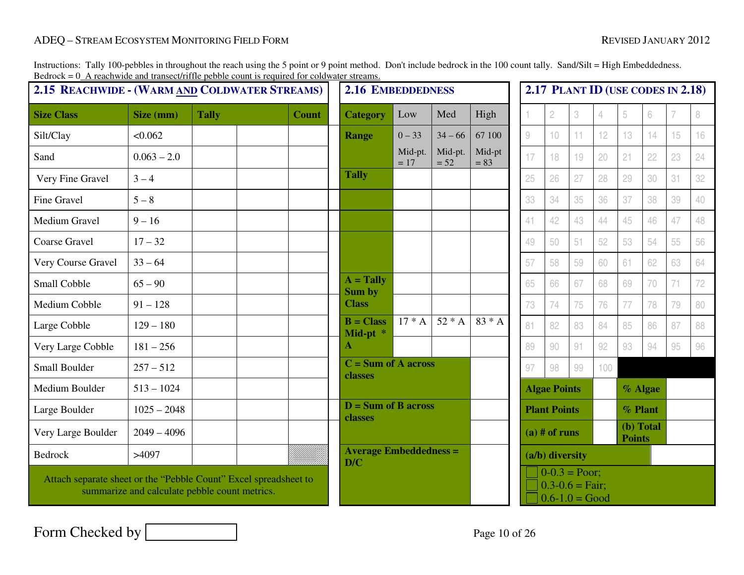Instructions: Tally 100-pebbles in throughout the reach using the 5 point or 9 point method. Don't include bedrock in the 100 count tally. Sand/Silt = High Embeddedness. Bedrock = 0 A reachwide and transect/riffle pebble count is required for coldwater streams.

## 2.15 Reachwide - (Warm and Coldwater Streams)

| Size Class | Size (mm) | Tally | | Count |
|---|---|---|---|---|
| Silt/Clay | <0.062 | | | |
| Sand | 0.063 – 2.0 | | | |
| Very Fine Gravel | 3 – 4 | | | |
| Fine Gravel | 5 – 8 | | | |
| Medium Gravel | 9 – 16 | | | |
| Coarse Gravel | 17 – 32 | | | |
| Very Course Gravel | 33 – 64 | | | |
| Small Cobble | 65 – 90 | | | |
| Medium Cobble | 91 – 128 | | | |
| Large Cobble | 129 – 180 | | | |
| Very Large Cobble | 181 – 256 | | | |
| Small Boulder | 257 – 512 | | | |
| Medium Boulder | 513 – 1024 | | | |
| Large Boulder | 1025 – 2048 | | | |
| Very Large Boulder | 2049 – 4096 | | | |
| Bedrock | >4097 | | | |

Attach separate sheet or the "Pebble Count" Excel spreadsheet to summarize and calculate pebble count metrics.

## 2.16 Embeddedness

| Category | Low | Med | High |
|---|---|---|---|
| Range | 0 – 33 Mid-pt. = 17 | 34 – 66 Mid-pt. = 52 | 67 100 Mid-pt = 83 |
| Tally | | | |
| | | | |
| | | | |
| | | | |
| A = Tally Sum by Class | | | |
| B = Class Mid-pt * A | 17 * A | 52 * A | 83 * A |
| C = Sum of A across classes | | | |
| D = Sum of B across classes | | | |
| Average Embeddedness = D/C | | | |

## 2.17 Plant ID (use codes in 2.18)

| 1 | 2 | 3 | 4 | 5 | 6 | 7 | 8 |
|---|---|---|---|---|---|---|---|
| 9 | 10 | 11 | 12 | 13 | 14 | 15 | 16 |
| 17 | 18 | 19 | 20 | 21 | 22 | 23 | 24 |
| 25 | 26 | 27 | 28 | 29 | 30 | 31 | 32 |
| 33 | 34 | 35 | 36 | 37 | 38 | 39 | 40 |
| 41 | 42 | 43 | 44 | 45 | 46 | 47 | 48 |
| 49 | 50 | 51 | 52 | 53 | 54 | 55 | 56 |
| 57 | 58 | 59 | 60 | 61 | 62 | 63 | 64 |
| 65 | 66 | 67 | 68 | 69 | 70 | 71 | 72 |
| 73 | 74 | 75 | 76 | 77 | 78 | 79 | 80 |
| 81 | 82 | 83 | 84 | 85 | 86 | 87 | 88 |
| 89 | 90 | 91 | 92 | 93 | 94 | 95 | 96 |
| 97 | 98 | 99 | 100 | | | | |

| | | | |
|---|---|---|---|
| **Algae Points** | | **% Algae** | |
| **Plant Points** | | **% Plant** | |
| **(a) # of runs** | | **(b) Total Points** | |
| **(a/b) diversity** | | | |

- ☐ 0-0.3 = Poor;
- ☐ 0.3-0.6 = Fair;
- ☐ 0.6-1.0 = Good

Form Checked by ________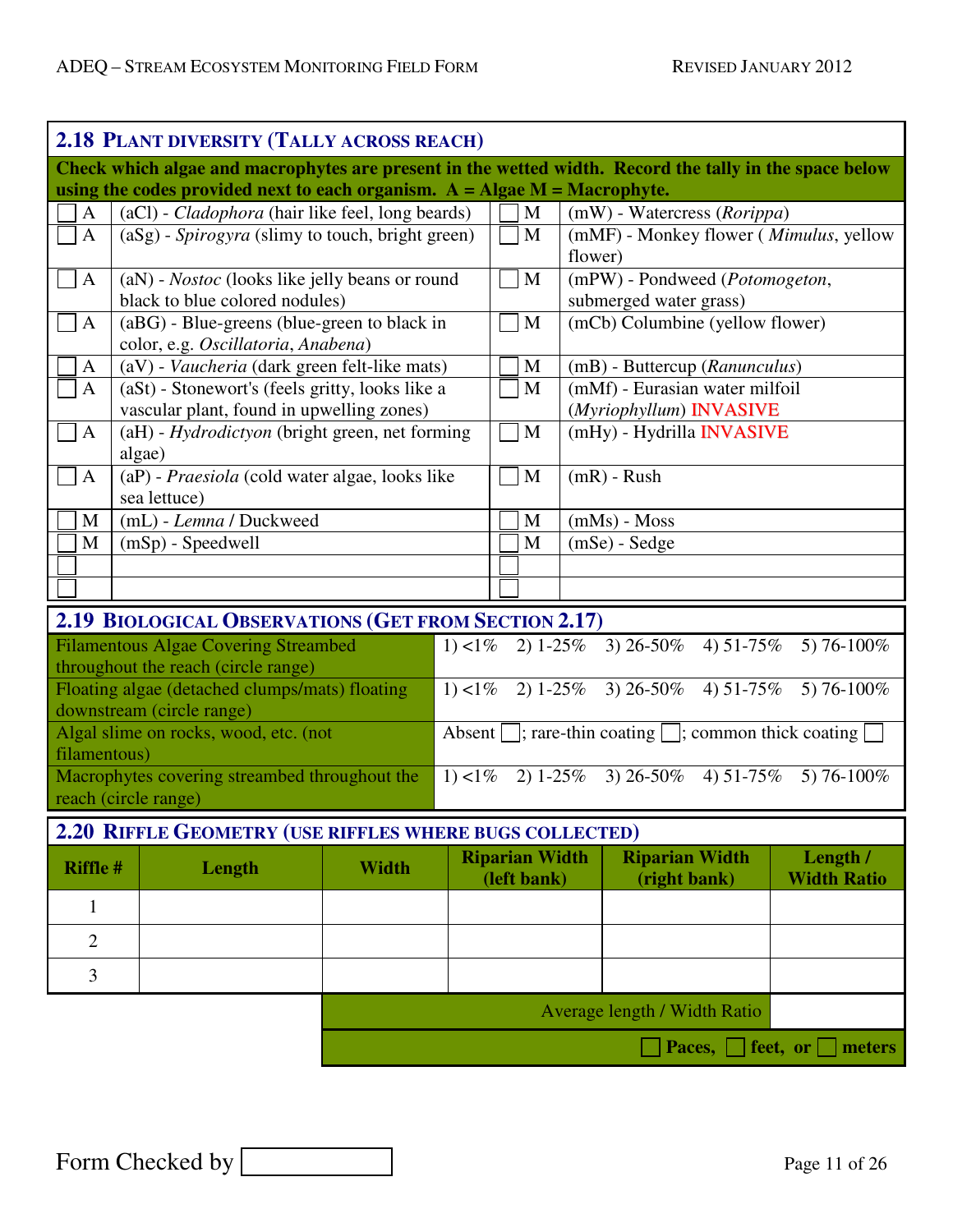## 2.18 Plant Diversity (Tally across reach)

**Check which algae and macrophytes are present in the wetted width. Record the tally in the space below using the codes provided next to each organism. A = Algae M = Macrophyte.**

| ☐ | Type | Organism | ☐ | Type | Organism |
|---|---|---|---|---|---|
| ☐ | A | (aCl) - *Cladophora* (hair like feel, long beards) | ☐ | M | (mW) - Watercress (*Rorippa*) |
| ☐ | A | (aSg) - *Spirogyra* (slimy to touch, bright green) | ☐ | M | (mMF) - Monkey flower ( *Mimulus*, yellow flower) |
| ☐ | A | (aN) - *Nostoc* (looks like jelly beans or round black to blue colored nodules) | ☐ | M | (mPW) - Pondweed (*Potomogeton*, submerged water grass) |
| ☐ | A | (aBG) - Blue-greens (blue-green to black in color, e.g. *Oscillatoria*, *Anabena*) | ☐ | M | (mCb) Columbine (yellow flower) |
| ☐ | A | (aV) - *Vaucheria* (dark green felt-like mats) | ☐ | M | (mB) - Buttercup (*Ranunculus*) |
| ☐ | A | (aSt) - Stonewort's (feels gritty, looks like a vascular plant, found in upwelling zones) | ☐ | M | (mMf) - Eurasian water milfoil (*Myriophyllum*) INVASIVE |
| ☐ | A | (aH) - *Hydrodictyon* (bright green, net forming algae) | ☐ | M | (mHy) - Hydrilla INVASIVE |
| ☐ | A | (aP) - *Praesiola* (cold water algae, looks like sea lettuce) | ☐ | M | (mR) - Rush |
| ☐ | M | (mL) - *Lemna* / Duckweed | ☐ | M | (mMs) - Moss |
| ☐ | M | (mSp) - Speedwell | ☐ | M | (mSe) - Sedge |
| ☐ | | | ☐ | | |
| ☐ | | | ☐ | | |

## 2.19 Biological Observations (Get from Section 2.17)

| Observation | Range |
|---|---|
| Filamentous Algae Covering Streambed throughout the reach (circle range) | 1) <1% 2) 1-25% 3) 26-50% 4) 51-75% 5) 76-100% |
| Floating algae (detached clumps/mats) floating downstream (circle range) | 1) <1% 2) 1-25% 3) 26-50% 4) 51-75% 5) 76-100% |
| Algal slime on rocks, wood, etc. (not filamentous) | Absent ☐; rare-thin coating ☐; common thick coating ☐ |
| Macrophytes covering streambed throughout the reach (circle range) | 1) <1% 2) 1-25% 3) 26-50% 4) 51-75% 5) 76-100% |

## 2.20 Riffle Geometry (use riffles where bugs collected)

| Riffle # | Length | Width | Riparian Width (left bank) | Riparian Width (right bank) | Length / Width Ratio |
|---|---|---|---|---|---|
| 1 | | | | | |
| 2 | | | | | |
| 3 | | | | | |
| | | Average length / Width Ratio | | | |
| | | ☐ **Paces,** ☐ **feet, or** ☐ **meters** | | | |

Form Checked by ☐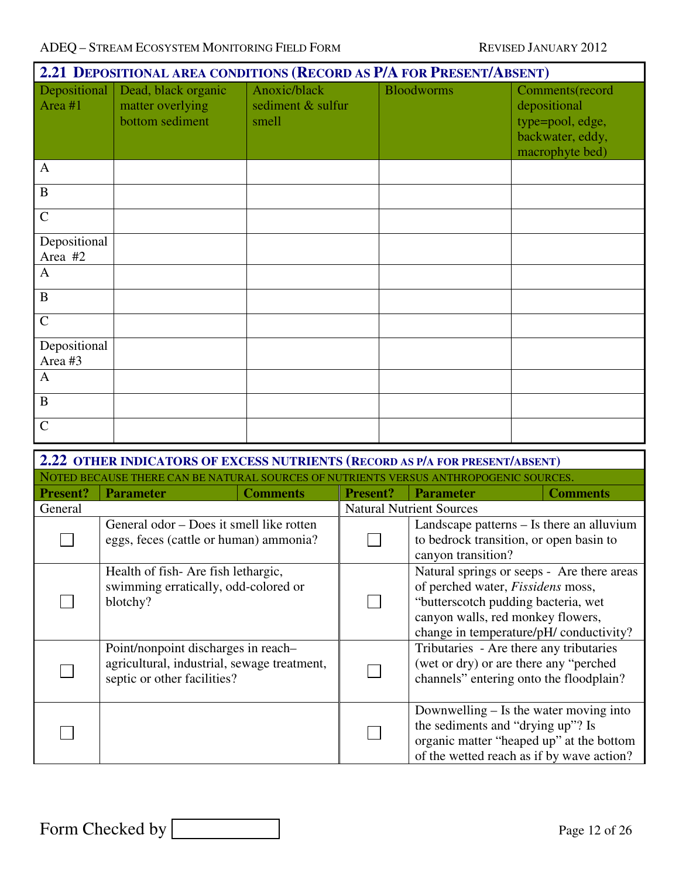## 2.21 Depositional area conditions (Record as P/A for Present/Absent)

| Depositional Area #1 | Dead, black organic matter overlying bottom sediment | Anoxic/black sediment & sulfur smell | Bloodworms | Comments(record depositional type=pool, edge, backwater, eddy, macrophyte bed) |
|---|---|---|---|---|
| A | | | | |
| B | | | | |
| C | | | | |
| Depositional Area #2 | | | | |
| A | | | | |
| B | | | | |
| C | | | | |
| Depositional Area #3 | | | | |
| A | | | | |
| B | | | | |
| C | | | | |

## 2.22 Other indicators of excess nutrients (Record as P/A for present/absent)

Noted because there can be natural sources of nutrients versus anthropogenic sources.

| Present? | Parameter | Comments | Present? | Parameter | Comments |
|---|---|---|---|---|---|
| General | | | Natural Nutrient Sources | | |
| ☐ | General odor – Does it smell like rotten eggs, feces (cattle or human) ammonia? | | ☐ | Landscape patterns – Is there an alluvium to bedrock transition, or open basin to canyon transition? | |
| ☐ | Health of fish- Are fish lethargic, swimming erratically, odd-colored or blotchy? | | ☐ | Natural springs or seeps - Are there areas of perched water, *Fissidens* moss, "butterscotch pudding bacteria, wet canyon walls, red monkey flowers, change in temperature/pH/ conductivity? | |
| ☐ | Point/nonpoint discharges in reach– agricultural, industrial, sewage treatment, septic or other facilities? | | ☐ | Tributaries - Are there any tributaries (wet or dry) or are there any "perched channels" entering onto the floodplain? | |
| ☐ | | | ☐ | Downwelling – Is the water moving into the sediments and "drying up"? Is organic matter "heaped up" at the bottom of the wetted reach as if by wave action? | |

Form Checked by ____________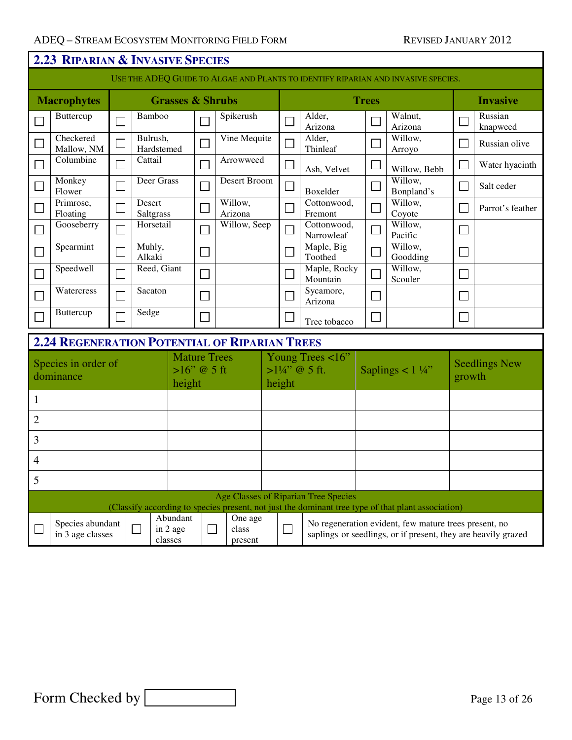## 2.23 Riparian & Invasive Species

Use the ADEQ Guide to Algae and Plants to identify riparian and invasive species.

| Macrophytes | | Grasses & Shrubs | | | | Trees | | | | Invasive | |
|---|---|---|---|---|---|---|---|---|---|---|---|
| ☐ | Buttercup | ☐ | Bamboo | ☐ | Spikerush | ☐ | Alder, Arizona | ☐ | Walnut, Arizona | ☐ | Russian knapweed |
| ☐ | Checkered Mallow, NM | ☐ | Bulrush, Hardstemed | ☐ | Vine Mequite | ☐ | Alder, Thinleaf | ☐ | Willow, Arroyo | ☐ | Russian olive |
| ☐ | Columbine | ☐ | Cattail | ☐ | Arrowweed | ☐ | Ash, Velvet | ☐ | Willow, Bebb | ☐ | Water hyacinth |
| ☐ | Monkey Flower | ☐ | Deer Grass | ☐ | Desert Broom | ☐ | Boxelder | ☐ | Willow, Bonpland's | ☐ | Salt ceder |
| ☐ | Primrose, Floating | ☐ | Desert Saltgrass | ☐ | Willow, Arizona | ☐ | Cottonwood, Fremont | ☐ | Willow, Coyote | ☐ | Parrot's feather |
| ☐ | Gooseberry | ☐ | Horsetail | ☐ | Willow, Seep | ☐ | Cottonwood, Narrowleaf | ☐ | Willow, Pacific | ☐ | |
| ☐ | Spearmint | ☐ | Muhly, Alkaki | ☐ | | ☐ | Maple, Big Toothed | ☐ | Willow, Goodding | ☐ | |
| ☐ | Speedwell | ☐ | Reed, Giant | ☐ | | ☐ | Maple, Rocky Mountain | ☐ | Willow, Scouler | ☐ | |
| ☐ | Watercress | ☐ | Sacaton | ☐ | | ☐ | Sycamore, Arizona | ☐ | | ☐ | |
| ☐ | Buttercup | ☐ | Sedge | ☐ | | ☐ | Tree tobacco | ☐ | | ☐ | |

## 2.24 Regeneration Potential of Riparian Trees

| Species in order of dominance | Mature Trees >16" @ 5 ft height | Young Trees <16" >1¼" @ 5 ft. height | Saplings < 1 ¼" | Seedlings New growth |
|---|---|---|---|---|
| 1 | | | | |
| 2 | | | | |
| 3 | | | | |
| 4 | | | | |
| 5 | | | | |

**Age Classes of Riparian Tree Species**
(Classify according to species present, not just the dominant tree type of that plant association)

| ☐ | Species abundant in 3 age classes | ☐ | Abundant in 2 age classes | ☐ | One age class present | ☐ | No regeneration evident, few mature trees present, no saplings or seedlings, or if present, they are heavily grazed |
|---|---|---|---|---|---|---|---|

Form Checked by ______________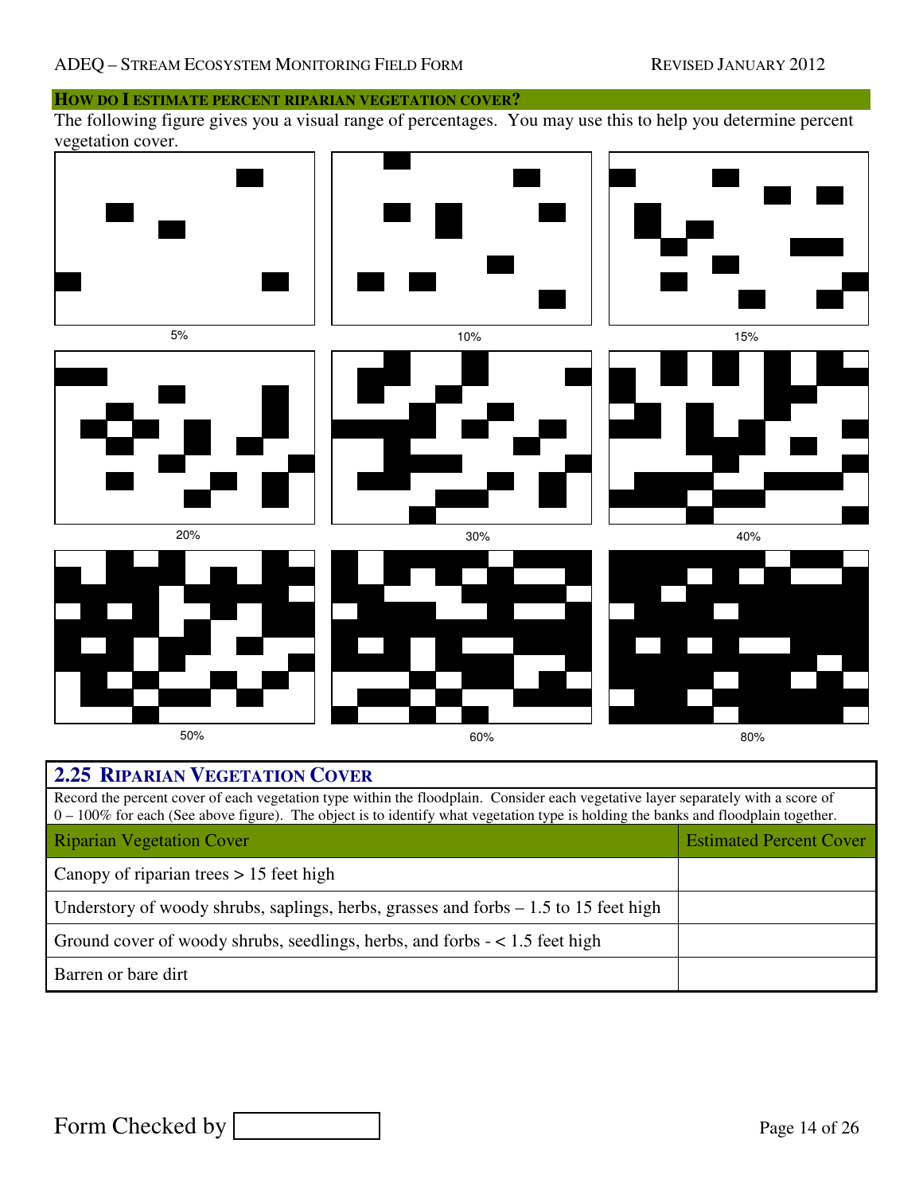## HOW DO I ESTIMATE PERCENT RIPARIAN VEGETATION COVER?

The following figure gives you a visual range of percentages. You may use this to help you determine percent vegetation cover.

5%

10%

15%

20%

30%

40%

50%

60%

80%

### 2.25 RIPARIAN VEGETATION COVER

Record the percent cover of each vegetation type within the floodplain. Consider each vegetative layer separately with a score of 0 – 100% for each (See above figure). The object is to identify what vegetation type is holding the banks and floodplain together.

| Riparian Vegetation Cover | Estimated Percent Cover |
|---|---|
| Canopy of riparian trees > 15 feet high | |
| Understory of woody shrubs, saplings, herbs, grasses and forbs – 1.5 to 15 feet high | |
| Ground cover of woody shrubs, seedlings, herbs, and forbs - < 1.5 feet high | |
| Barren or bare dirt | |

Form Checked by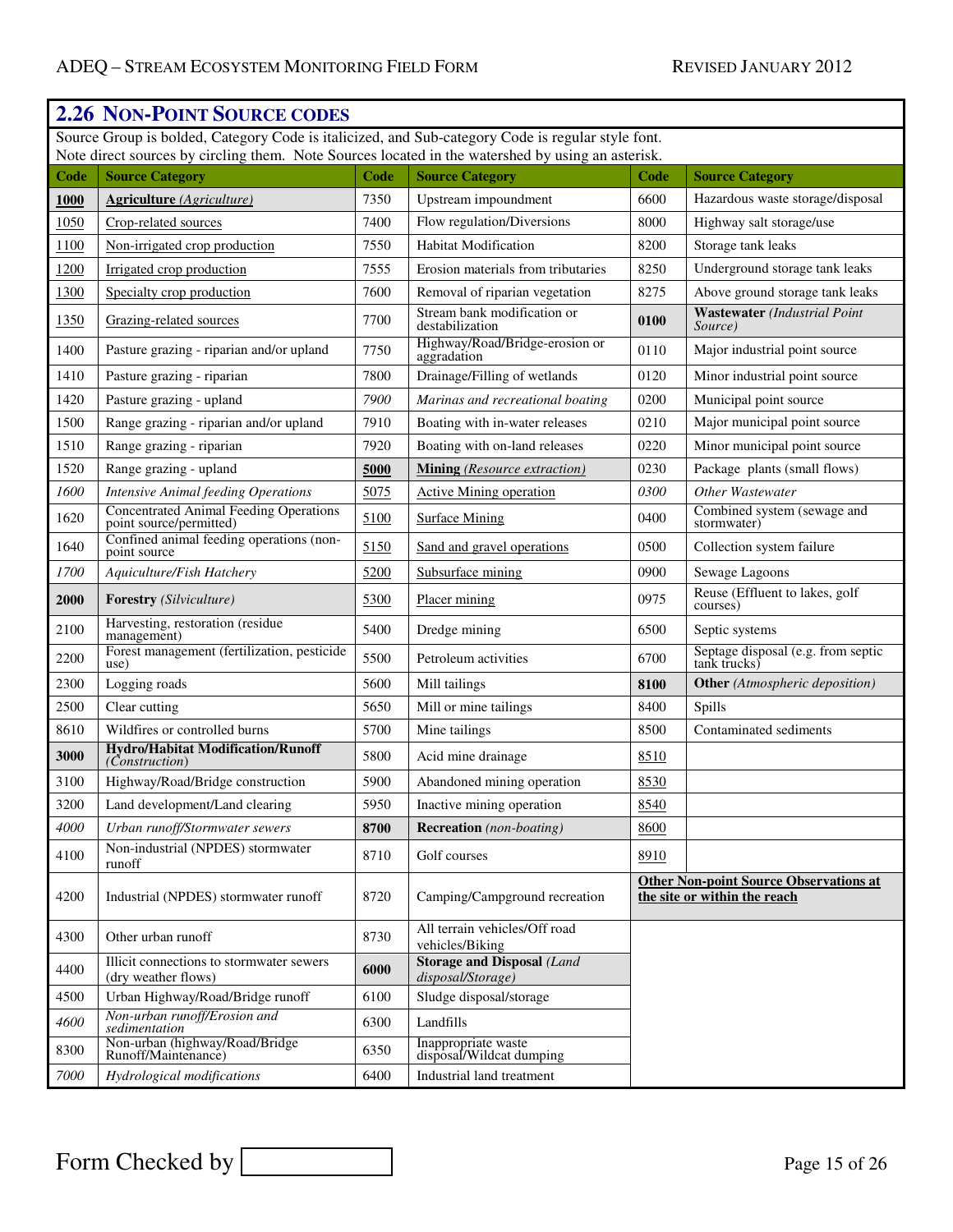## 2.26 Non-Point Source codes

Source Group is bolded, Category Code is italicized, and Sub-category Code is regular style font.
Note direct sources by circling them. Note Sources located in the watershed by using an asterisk.

| Code | Source Category | Code | Source Category | Code | Source Category |
|---|---|---|---|---|---|
| **1000** | **Agriculture** *(Agriculture)* | 7350 | Upstream impoundment | 6600 | Hazardous waste storage/disposal |
| 1050 | Crop-related sources | 7400 | Flow regulation/Diversions | 8000 | Highway salt storage/use |
| 1100 | Non-irrigated crop production | 7550 | Habitat Modification | 8200 | Storage tank leaks |
| 1200 | Irrigated crop production | 7555 | Erosion materials from tributaries | 8250 | Underground storage tank leaks |
| 1300 | Specialty crop production | 7600 | Removal of riparian vegetation | 8275 | Above ground storage tank leaks |
| 1350 | Grazing-related sources | 7700 | Stream bank modification or destabilization | **0100** | **Wastewater** *(Industrial Point Source)* |
| 1400 | Pasture grazing - riparian and/or upland | 7750 | Highway/Road/Bridge-erosion or aggradation | 0110 | Major industrial point source |
| 1410 | Pasture grazing - riparian | 7800 | Drainage/Filling of wetlands | 0120 | Minor industrial point source |
| 1420 | Pasture grazing - upland | *7900* | *Marinas and recreational boating* | 0200 | Municipal point source |
| 1500 | Range grazing - riparian and/or upland | 7910 | Boating with in-water releases | 0210 | Major municipal point source |
| 1510 | Range grazing - riparian | 7920 | Boating with on-land releases | 0220 | Minor municipal point source |
| 1520 | Range grazing - upland | **5000** | **Mining** *(Resource extraction)* | 0230 | Package plants (small flows) |
| *1600* | *Intensive Animal feeding Operations* | 5075 | Active Mining operation | *0300* | *Other Wastewater* |
| 1620 | Concentrated Animal Feeding Operations point source/permitted) | 5100 | Surface Mining | 0400 | Combined system (sewage and stormwater) |
| 1640 | Confined animal feeding operations (non-point source | 5150 | Sand and gravel operations | 0500 | Collection system failure |
| *1700* | *Aquiculture/Fish Hatchery* | 5200 | Subsurface mining | 0900 | Sewage Lagoons |
| **2000** | **Forestry** *(Silviculture)* | 5300 | Placer mining | 0975 | Reuse (Effluent to lakes, golf courses) |
| 2100 | Harvesting, restoration (residue management) | 5400 | Dredge mining | 6500 | Septic systems |
| 2200 | Forest management (fertilization, pesticide use) | 5500 | Petroleum activities | 6700 | Septage disposal (e.g. from septic tank trucks) |
| 2300 | Logging roads | 5600 | Mill tailings | **8100** | **Other** *(Atmospheric deposition)* |
| 2500 | Clear cutting | 5650 | Mill or mine tailings | 8400 | Spills |
| 8610 | Wildfires or controlled burns | 5700 | Mine tailings | 8500 | Contaminated sediments |
| **3000** | **Hydro/Habitat Modification/Runoff** *(Construction)* | 5800 | Acid mine drainage | 8510 | |
| 3100 | Highway/Road/Bridge construction | 5900 | Abandoned mining operation | 8530 | |
| 3200 | Land development/Land clearing | 5950 | Inactive mining operation | 8540 | |
| *4000* | *Urban runoff/Stormwater sewers* | **8700** | **Recreation** *(non-boating)* | 8600 | |
| 4100 | Non-industrial (NPDES) stormwater runoff | 8710 | Golf courses | 8910 | |
| 4200 | Industrial (NPDES) stormwater runoff | 8720 | Camping/Campground recreation | **Other Non-point Source Observations at the site or within the reach** | |
| 4300 | Other urban runoff | 8730 | All terrain vehicles/Off road vehicles/Biking | | |
| 4400 | Illicit connections to stormwater sewers (dry weather flows) | **6000** | **Storage and Disposal** *(Land disposal/Storage)* | | |
| 4500 | Urban Highway/Road/Bridge runoff | 6100 | Sludge disposal/storage | | |
| *4600* | *Non-urban runoff/Erosion and sedimentation* | 6300 | Landfills | | |
| 8300 | Non-urban (highway/Road/Bridge Runoff/Maintenance) | 6350 | Inappropriate waste disposal/Wildcat dumping | | |
| *7000* | *Hydrological modifications* | 6400 | Industrial land treatment | | |

Form Checked by [ ]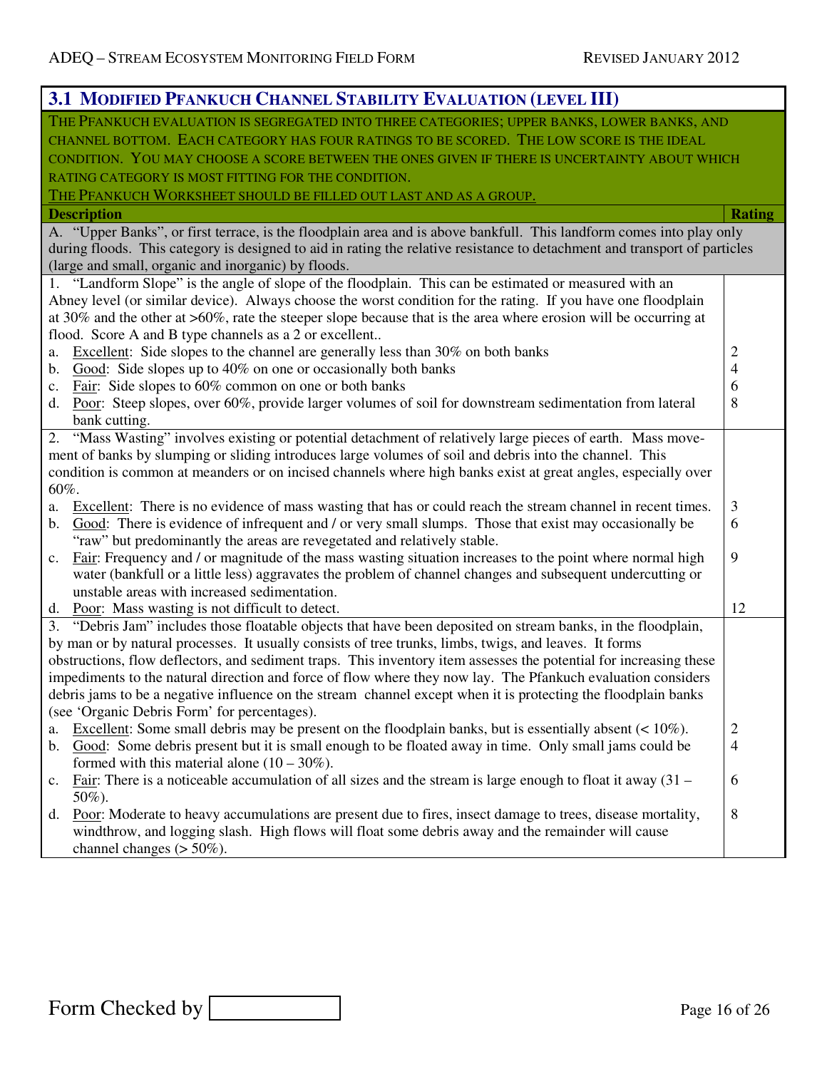## 3.1 Modified Pfankuch Channel Stability Evaluation (Level III)

THE PFANKUCH EVALUATION IS SEGREGATED INTO THREE CATEGORIES; UPPER BANKS, LOWER BANKS, AND CHANNEL BOTTOM. EACH CATEGORY HAS FOUR RATINGS TO BE SCORED. THE LOW SCORE IS THE IDEAL CONDITION. YOU MAY CHOOSE A SCORE BETWEEN THE ONES GIVEN IF THERE IS UNCERTAINTY ABOUT WHICH RATING CATEGORY IS MOST FITTING FOR THE CONDITION.

THE PFANKUCH WORKSHEET SHOULD BE FILLED OUT LAST AND AS A GROUP.

| Description | Rating |
|---|---|
| A. "Upper Banks", or first terrace, is the floodplain area and is above bankfull. This landform comes into play only during floods. This category is designed to aid in rating the relative resistance to detachment and transport of particles (large and small, organic and inorganic) by floods. | |
| 1. "Landform Slope" is the angle of slope of the floodplain. This can be estimated or measured with an Abney level (or similar device). Always choose the worst condition for the rating. If you have one floodplain at 30% and the other at >60%, rate the steeper slope because that is the area where erosion will be occurring at flood. Score A and B type channels as a 2 or excellent.. | |
| a. Excellent: Side slopes to the channel are generally less than 30% on both banks | 2 |
| b. Good: Side slopes up to 40% on one or occasionally both banks | 4 |
| c. Fair: Side slopes to 60% common on one or both banks | 6 |
| d. Poor: Steep slopes, over 60%, provide larger volumes of soil for downstream sedimentation from lateral bank cutting. | 8 |
| 2. "Mass Wasting" involves existing or potential detachment of relatively large pieces of earth. Mass movement of banks by slumping or sliding introduces large volumes of soil and debris into the channel. This condition is common at meanders or on incised channels where high banks exist at great angles, especially over 60%. | |
| a. Excellent: There is no evidence of mass wasting that has or could reach the stream channel in recent times. | 3 |
| b. Good: There is evidence of infrequent and / or very small slumps. Those that exist may occasionally be "raw" but predominantly the areas are revegetated and relatively stable. | 6 |
| c. Fair: Frequency and / or magnitude of the mass wasting situation increases to the point where normal high water (bankfull or a little less) aggravates the problem of channel changes and subsequent undercutting or unstable areas with increased sedimentation. | 9 |
| d. Poor: Mass wasting is not difficult to detect. | 12 |
| 3. "Debris Jam" includes those floatable objects that have been deposited on stream banks, in the floodplain, by man or by natural processes. It usually consists of tree trunks, limbs, twigs, and leaves. It forms obstructions, flow deflectors, and sediment traps. This inventory item assesses the potential for increasing these impediments to the natural direction and force of flow where they now lay. The Pfankuch evaluation considers debris jams to be a negative influence on the stream channel except when it is protecting the floodplain banks (see 'Organic Debris Form' for percentages). | |
| a. Excellent: Some small debris may be present on the floodplain banks, but is essentially absent (< 10%). | 2 |
| b. Good: Some debris present but it is small enough to be floated away in time. Only small jams could be formed with this material alone (10 – 30%). | 4 |
| c. Fair: There is a noticeable accumulation of all sizes and the stream is large enough to float it away (31 – 50%). | 6 |
| d. Poor: Moderate to heavy accumulations are present due to fires, insect damage to trees, disease mortality, windthrow, and logging slash. High flows will float some debris away and the remainder will cause channel changes (> 50%). | 8 |

Form Checked by [ ]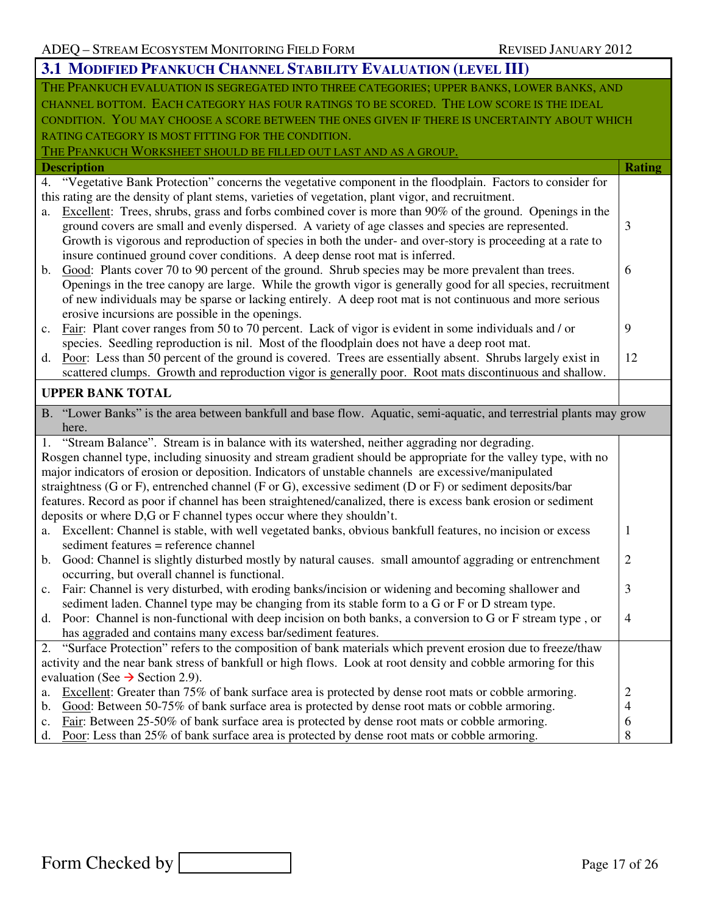## 3.1 Modified Pfankuch Channel Stability Evaluation (Level III)

THE PFANKUCH EVALUATION IS SEGREGATED INTO THREE CATEGORIES; UPPER BANKS, LOWER BANKS, AND CHANNEL BOTTOM. EACH CATEGORY HAS FOUR RATINGS TO BE SCORED. THE LOW SCORE IS THE IDEAL CONDITION. YOU MAY CHOOSE A SCORE BETWEEN THE ONES GIVEN IF THERE IS UNCERTAINTY ABOUT WHICH RATING CATEGORY IS MOST FITTING FOR THE CONDITION.

THE PFANKUCH WORKSHEET SHOULD BE FILLED OUT LAST AND AS A GROUP.

| Description | Rating |
|---|---|
| 4. "Vegetative Bank Protection" concerns the vegetative component in the floodplain. Factors to consider for this rating are the density of plant stems, varieties of vegetation, plant vigor, and recruitment. | |
| a. Excellent: Trees, shrubs, grass and forbs combined cover is more than 90% of the ground. Openings in the ground covers are small and evenly dispersed. A variety of age classes and species are represented. Growth is vigorous and reproduction of species in both the under- and over-story is proceeding at a rate to insure continued ground cover conditions. A deep dense root mat is inferred. | 3 |
| b. Good: Plants cover 70 to 90 percent of the ground. Shrub species may be more prevalent than trees. Openings in the tree canopy are large. While the growth vigor is generally good for all species, recruitment of new individuals may be sparse or lacking entirely. A deep root mat is not continuous and more serious erosive incursions are possible in the openings. | 6 |
| c. Fair: Plant cover ranges from 50 to 70 percent. Lack of vigor is evident in some individuals and / or species. Seedling reproduction is nil. Most of the floodplain does not have a deep root mat. | 9 |
| d. Poor: Less than 50 percent of the ground is covered. Trees are essentially absent. Shrubs largely exist in scattered clumps. Growth and reproduction vigor is generally poor. Root mats discontinuous and shallow. | 12 |
| **UPPER BANK TOTAL** | |
| B. "Lower Banks" is the area between bankfull and base flow. Aquatic, semi-aquatic, and terrestrial plants may grow here. | |
| 1. "Stream Balance". Stream is in balance with its watershed, neither aggrading nor degrading. Rosgen channel type, including sinuosity and stream gradient should be appropriate for the valley type, with no major indicators of erosion or deposition. Indicators of unstable channels are excessive/manipulated straightness (G or F), entrenched channel (F or G), excessive sediment (D or F) or sediment deposits/bar features. Record as poor if channel has been straightened/canalized, there is excess bank erosion or sediment deposits or where D,G or F channel types occur where they shouldn't. | |
| a. Excellent: Channel is stable, with well vegetated banks, obvious bankfull features, no incision or excess sediment features = reference channel | 1 |
| b. Good: Channel is slightly disturbed mostly by natural causes. small amountof aggrading or entrenchment occurring, but overall channel is functional. | 2 |
| c. Fair: Channel is very disturbed, with eroding banks/incision or widening and becoming shallower and sediment laden. Channel type may be changing from its stable form to a G or F or D stream type. | 3 |
| d. Poor: Channel is non-functional with deep incision on both banks, a conversion to G or F stream type , or has aggraded and contains many excess bar/sediment features. | 4 |
| 2. "Surface Protection" refers to the composition of bank materials which prevent erosion due to freeze/thaw activity and the near bank stress of bankfull or high flows. Look at root density and cobble armoring for this evaluation (See → Section 2.9). | |
| a. Excellent: Greater than 75% of bank surface area is protected by dense root mats or cobble armoring. | 2 |
| b. Good: Between 50-75% of bank surface area is protected by dense root mats or cobble armoring. | 4 |
| c. Fair: Between 25-50% of bank surface area is protected by dense root mats or cobble armoring. | 6 |
| d. Poor: Less than 25% of bank surface area is protected by dense root mats or cobble armoring. | 8 |

Form Checked by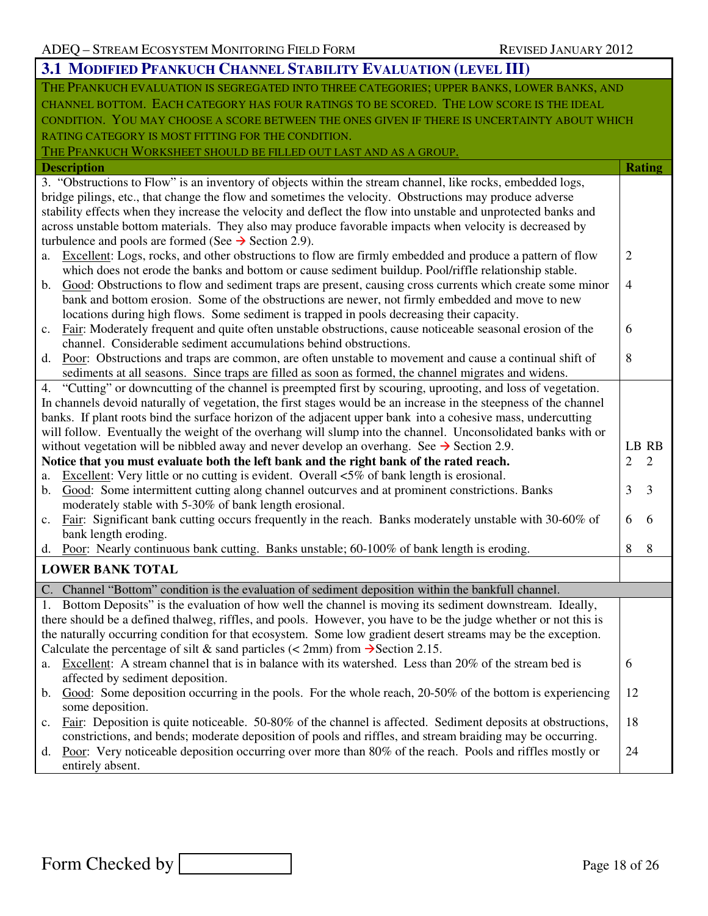## 3.1 Modified Pfankuch Channel Stability Evaluation (Level III)

The Pfankuch evaluation is segregated into three categories; upper banks, lower banks, and channel bottom. Each category has four ratings to be scored. The low score is the ideal condition. You may choose a score between the ones given if there is uncertainty about which rating category is most fitting for the condition.

The Pfankuch Worksheet should be filled out last and as a group.

| Description | Rating |
|---|---|
| 3. "Obstructions to Flow" is an inventory of objects within the stream channel, like rocks, embedded logs, bridge pilings, etc., that change the flow and sometimes the velocity. Obstructions may produce adverse stability effects when they increase the velocity and deflect the flow into unstable and unprotected banks and across unstable bottom materials. They also may produce favorable impacts when velocity is decreased by turbulence and pools are formed (See → Section 2.9). | |
| a. Excellent: Logs, rocks, and other obstructions to flow are firmly embedded and produce a pattern of flow which does not erode the banks and bottom or cause sediment buildup. Pool/riffle relationship stable. | 2 |
| b. Good: Obstructions to flow and sediment traps are present, causing cross currents which create some minor bank and bottom erosion. Some of the obstructions are newer, not firmly embedded and move to new locations during high flows. Some sediment is trapped in pools decreasing their capacity. | 4 |
| c. Fair: Moderately frequent and quite often unstable obstructions, cause noticeable seasonal erosion of the channel. Considerable sediment accumulations behind obstructions. | 6 |
| d. Poor: Obstructions and traps are common, are often unstable to movement and cause a continual shift of sediments at all seasons. Since traps are filled as soon as formed, the channel migrates and widens. | 8 |
| 4. "Cutting" or downcutting of the channel is preempted first by scouring, uprooting, and loss of vegetation. In channels devoid naturally of vegetation, the first stages would be an increase in the steepness of the channel banks. If plant roots bind the surface horizon of the adjacent upper bank into a cohesive mass, undercutting will follow. Eventually the weight of the overhang will slump into the channel. Unconsolidated banks with or without vegetation will be nibbled away and never develop an overhang. See → Section 2.9. | LB RB |
| **Notice that you must evaluate both the left bank and the right bank of the rated reach.** | 2 2 |
| a. Excellent: Very little or no cutting is evident. Overall <5% of bank length is erosional. | |
| b. Good: Some intermittent cutting along channel outcurves and at prominent constrictions. Banks moderately stable with 5-30% of bank length erosional. | 3 3 |
| c. Fair: Significant bank cutting occurs frequently in the reach. Banks moderately unstable with 30-60% of bank length eroding. | 6 6 |
| d. Poor: Nearly continuous bank cutting. Banks unstable; 60-100% of bank length is eroding. | 8 8 |
| **LOWER BANK TOTAL** | |
| C. Channel "Bottom" condition is the evaluation of sediment deposition within the bankfull channel. | |
| 1. Bottom Deposits" is the evaluation of how well the channel is moving its sediment downstream. Ideally, there should be a defined thalweg, riffles, and pools. However, you have to be the judge whether or not this is the naturally occurring condition for that ecosystem. Some low gradient desert streams may be the exception. Calculate the percentage of silt & sand particles (< 2mm) from →Section 2.15. | |
| a. Excellent: A stream channel that is in balance with its watershed. Less than 20% of the stream bed is affected by sediment deposition. | 6 |
| b. Good: Some deposition occurring in the pools. For the whole reach, 20-50% of the bottom is experiencing some deposition. | 12 |
| c. Fair: Deposition is quite noticeable. 50-80% of the channel is affected. Sediment deposits at obstructions, constrictions, and bends; moderate deposition of pools and riffles, and stream braiding may be occurring. | 18 |
| d. Poor: Very noticeable deposition occurring over more than 80% of the reach. Pools and riffles mostly or entirely absent. | 24 |

Form Checked by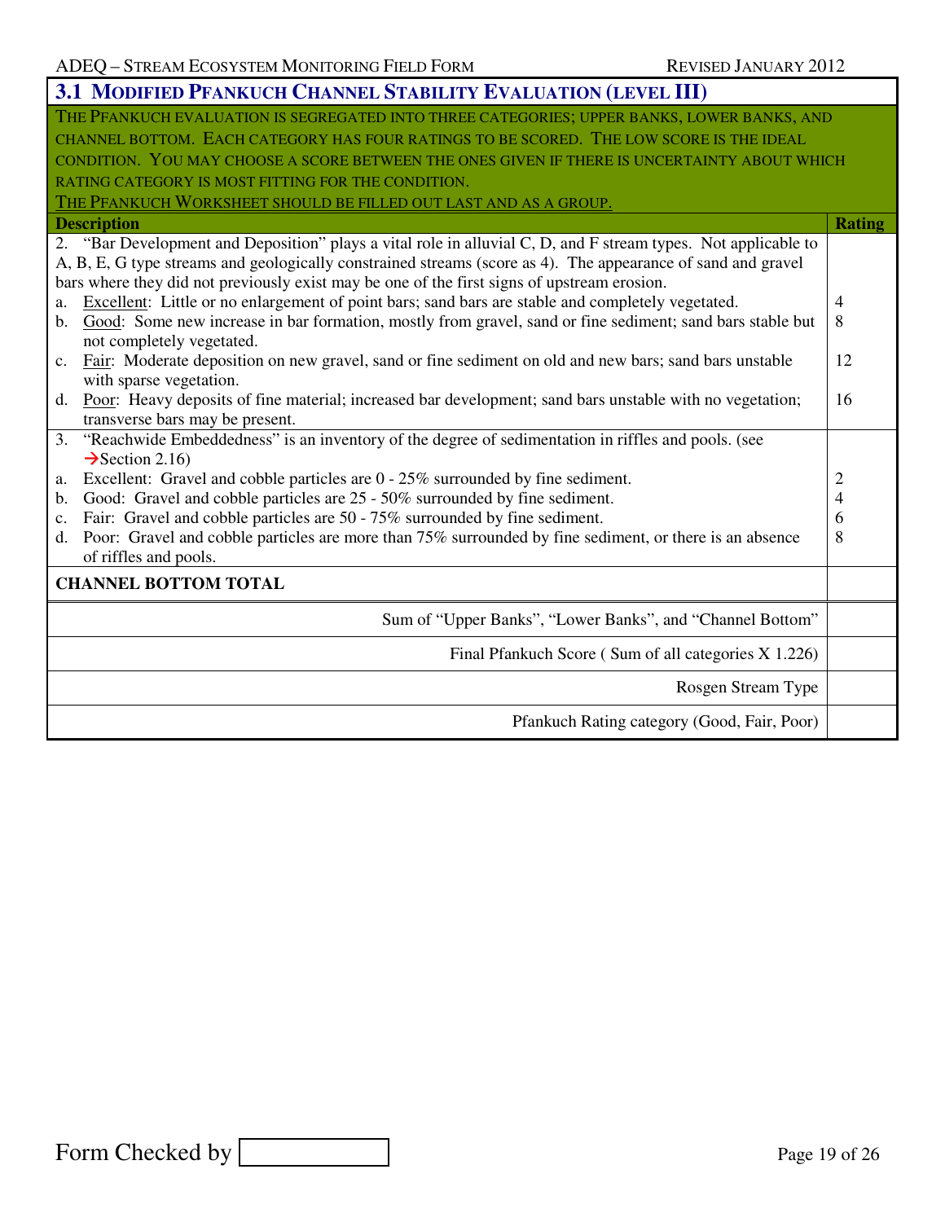## 3.1 Modified Pfankuch Channel Stability Evaluation (Level III)

THE PFANKUCH EVALUATION IS SEGREGATED INTO THREE CATEGORIES; UPPER BANKS, LOWER BANKS, AND CHANNEL BOTTOM. EACH CATEGORY HAS FOUR RATINGS TO BE SCORED. THE LOW SCORE IS THE IDEAL CONDITION. YOU MAY CHOOSE A SCORE BETWEEN THE ONES GIVEN IF THERE IS UNCERTAINTY ABOUT WHICH RATING CATEGORY IS MOST FITTING FOR THE CONDITION.

THE PFANKUCH WORKSHEET SHOULD BE FILLED OUT LAST AND AS A GROUP.

| Description | Rating |
|---|---|
| 2. "Bar Development and Deposition" plays a vital role in alluvial C, D, and F stream types. Not applicable to A, B, E, G type streams and geologically constrained streams (score as 4). The appearance of sand and gravel bars where they did not previously exist may be one of the first signs of upstream erosion. | |
| a. Excellent: Little or no enlargement of point bars; sand bars are stable and completely vegetated. | 4 |
| b. Good: Some new increase in bar formation, mostly from gravel, sand or fine sediment; sand bars stable but not completely vegetated. | 8 |
| c. Fair: Moderate deposition on new gravel, sand or fine sediment on old and new bars; sand bars unstable with sparse vegetation. | 12 |
| d. Poor: Heavy deposits of fine material; increased bar development; sand bars unstable with no vegetation; transverse bars may be present. | 16 |
| 3. "Reachwide Embeddedness" is an inventory of the degree of sedimentation in riffles and pools. (see →Section 2.16) | |
| a. Excellent: Gravel and cobble particles are 0 - 25% surrounded by fine sediment. | 2 |
| b. Good: Gravel and cobble particles are 25 - 50% surrounded by fine sediment. | 4 |
| c. Fair: Gravel and cobble particles are 50 - 75% surrounded by fine sediment. | 6 |
| d. Poor: Gravel and cobble particles are more than 75% surrounded by fine sediment, or there is an absence of riffles and pools. | 8 |
| **CHANNEL BOTTOM TOTAL** | |
| Sum of "Upper Banks", "Lower Banks", and "Channel Bottom" | |
| Final Pfankuch Score ( Sum of all categories X 1.226) | |
| Rosgen Stream Type | |
| Pfankuch Rating category (Good, Fair, Poor) | |

Form Checked by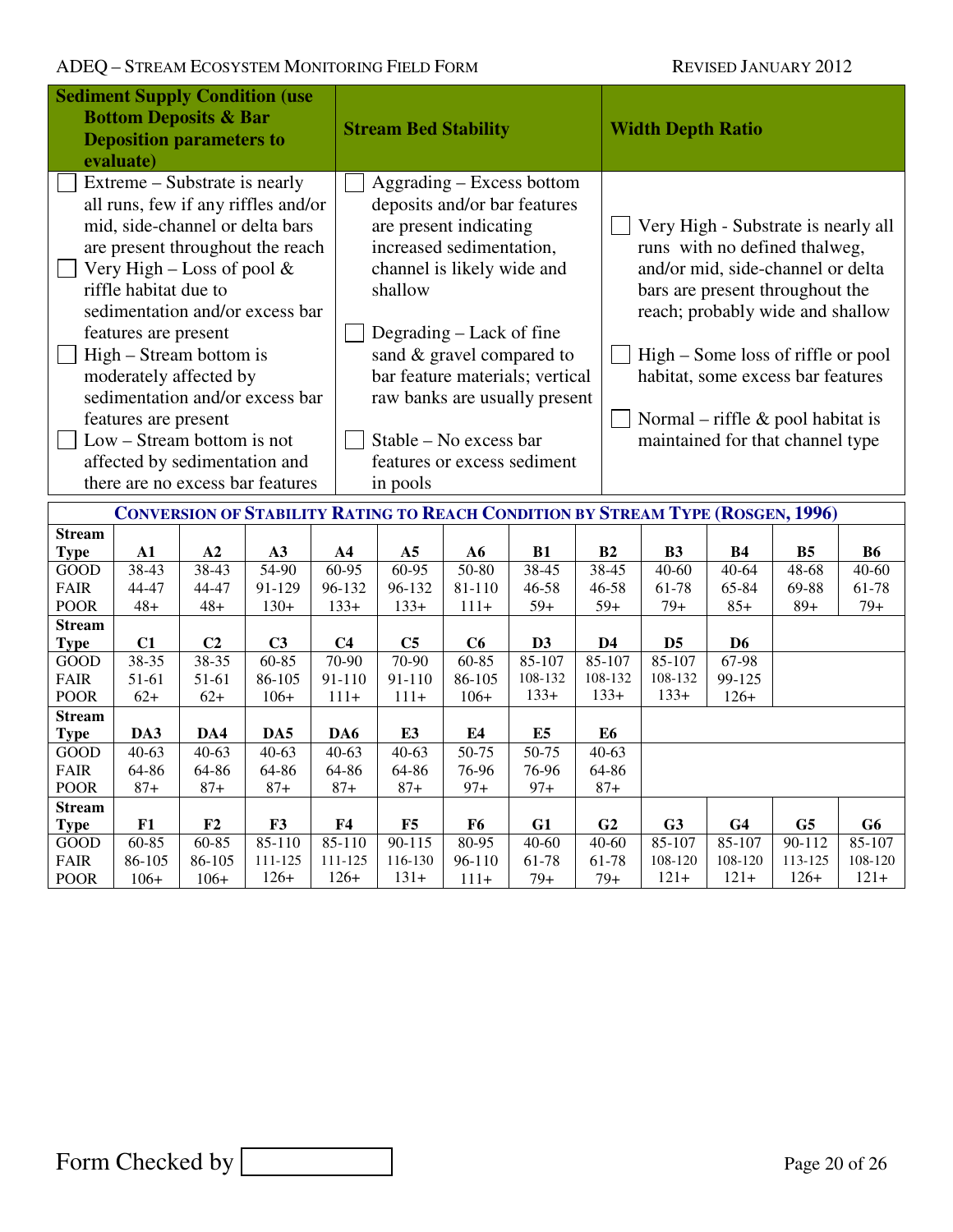| Sediment Supply Condition (use Bottom Deposits & Bar Deposition parameters to evaluate) | Stream Bed Stability | Width Depth Ratio |
|---|---|---|
| ☐ Extreme – Substrate is nearly all runs, few if any riffles and/or mid, side-channel or delta bars are present throughout the reach<br>☐ Very High – Loss of pool & riffle habitat due to sedimentation and/or excess bar features are present<br>☐ High – Stream bottom is moderately affected by sedimentation and/or excess bar features are present<br>☐ Low – Stream bottom is not affected by sedimentation and there are no excess bar features | ☐ Aggrading – Excess bottom deposits and/or bar features are present indicating increased sedimentation, channel is likely wide and shallow<br><br>☐ Degrading – Lack of fine sand & gravel compared to bar feature materials; vertical raw banks are usually present<br><br>☐ Stable – No excess bar features or excess sediment in pools | ☐ Very High - Substrate is nearly all runs with no defined thalweg, and/or mid, side-channel or delta bars are present throughout the reach; probably wide and shallow<br><br>☐ High – Some loss of riffle or pool habitat, some excess bar features<br><br>☐ Normal – riffle & pool habitat is maintained for that channel type |

**CONVERSION OF STABILITY RATING TO REACH CONDITION BY STREAM TYPE (ROSGEN, 1996)**

| Stream Type | A1 | A2 | A3 | A4 | A5 | A6 | B1 | B2 | B3 | B4 | B5 | B6 |
|---|---|---|---|---|---|---|---|---|---|---|---|---|
| GOOD | 38-43 | 38-43 | 54-90 | 60-95 | 60-95 | 50-80 | 38-45 | 38-45 | 40-60 | 40-64 | 48-68 | 40-60 |
| FAIR | 44-47 | 44-47 | 91-129 | 96-132 | 96-132 | 81-110 | 46-58 | 46-58 | 61-78 | 65-84 | 69-88 | 61-78 |
| POOR | 48+ | 48+ | 130+ | 133+ | 133+ | 111+ | 59+ | 59+ | 79+ | 85+ | 89+ | 79+ |
| **Stream Type** | **C1** | **C2** | **C3** | **C4** | **C5** | **C6** | **D3** | **D4** | **D5** | **D6** | | |
| GOOD | 38-35 | 38-35 | 60-85 | 70-90 | 70-90 | 60-85 | 85-107 | 85-107 | 85-107 | 67-98 | | |
| FAIR | 51-61 | 51-61 | 86-105 | 91-110 | 91-110 | 86-105 | 108-132 | 108-132 | 108-132 | 99-125 | | |
| POOR | 62+ | 62+ | 106+ | 111+ | 111+ | 106+ | 133+ | 133+ | 133+ | 126+ | | |
| **Stream Type** | **DA3** | **DA4** | **DA5** | **DA6** | **E3** | **E4** | **E5** | **E6** | | | | |
| GOOD | 40-63 | 40-63 | 40-63 | 40-63 | 40-63 | 50-75 | 50-75 | 40-63 | | | | |
| FAIR | 64-86 | 64-86 | 64-86 | 64-86 | 64-86 | 76-96 | 76-96 | 64-86 | | | | |
| POOR | 87+ | 87+ | 87+ | 87+ | 87+ | 97+ | 97+ | 87+ | | | | |
| **Stream Type** | **F1** | **F2** | **F3** | **F4** | **F5** | **F6** | **G1** | **G2** | **G3** | **G4** | **G5** | **G6** |
| GOOD | 60-85 | 60-85 | 85-110 | 85-110 | 90-115 | 80-95 | 40-60 | 40-60 | 85-107 | 85-107 | 90-112 | 85-107 |
| FAIR | 86-105 | 86-105 | 111-125 | 111-125 | 116-130 | 96-110 | 61-78 | 61-78 | 108-120 | 108-120 | 113-125 | 108-120 |
| POOR | 106+ | 106+ | 126+ | 126+ | 131+ | 111+ | 79+ | 79+ | 121+ | 121+ | 126+ | 121+ |

Form Checked by ☐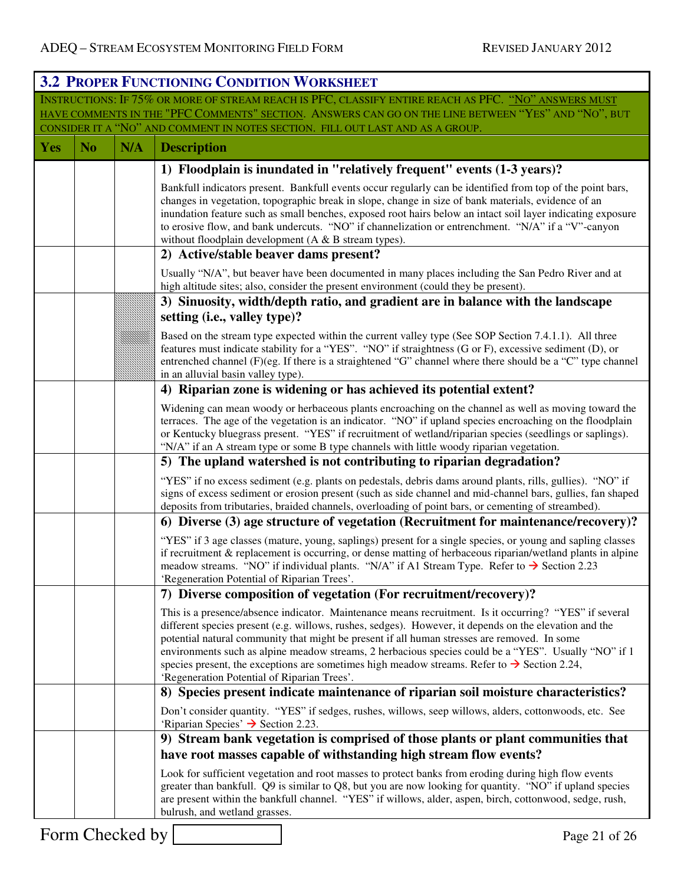## 3.2 Proper Functioning Condition Worksheet

<u>Instructions: If 75% or more of stream reach is PFC, classify entire reach as PFC. "No" answers must have comments in the "PFC Comments" section.</u> Answers can go on the line between "Yes" and "No", but consider it a "No" and comment in notes section. Fill out last and as a group.

| Yes | No | N/A | Description |
|---|---|---|---|
| | | | **1) Floodplain is inundated in "relatively frequent" events (1-3 years)?** Bankfull indicators present. Bankfull events occur regularly can be identified from top of the point bars, changes in vegetation, topographic break in slope, change in size of bank materials, evidence of an inundation feature such as small benches, exposed root hairs below an intact soil layer indicating exposure to erosive flow, and bank undercuts. "NO" if channelization or entrenchment. "N/A" if a "V"-canyon without floodplain development (A & B stream types). |
| | | | **2) Active/stable beaver dams present?** Usually "N/A", but beaver have been documented in many places including the San Pedro River and at high altitude sites; also, consider the present environment (could they be present). |
| | | | **3) Sinuosity, width/depth ratio, and gradient are in balance with the landscape setting (i.e., valley type)?** Based on the stream type expected within the current valley type (See SOP Section 7.4.1.1). All three features must indicate stability for a "YES". "NO" if straightness (G or F), excessive sediment (D), or entrenched channel (F)(eg. If there is a straightened "G" channel where there should be a "C" type channel in an alluvial basin valley type). |
| | | | **4) Riparian zone is widening or has achieved its potential extent?** Widening can mean woody or herbaceous plants encroaching on the channel as well as moving toward the terraces. The age of the vegetation is an indicator. "NO" if upland species encroaching on the floodplain or Kentucky bluegrass present. "YES" if recruitment of wetland/riparian species (seedlings or saplings). "N/A" if an A stream type or some B type channels with little woody riparian vegetation. |
| | | | **5) The upland watershed is not contributing to riparian degradation?** "YES" if no excess sediment (e.g. plants on pedestals, debris dams around plants, rills, gullies). "NO" if signs of excess sediment or erosion present (such as side channel and mid-channel bars, gullies, fan shaped deposits from tributaries, braided channels, overloading of point bars, or cementing of streambed). |
| | | | **6) Diverse (3) age structure of vegetation (Recruitment for maintenance/recovery)?** "YES" if 3 age classes (mature, young, saplings) present for a single species, or young and sapling classes if recruitment & replacement is occurring, or dense matting of herbaceous riparian/wetland plants in alpine meadow streams. "NO" if individual plants. "N/A" if A1 Stream Type. Refer to → Section 2.23 'Regeneration Potential of Riparian Trees'. |
| | | | **7) Diverse composition of vegetation (For recruitment/recovery)?** This is a presence/absence indicator. Maintenance means recruitment. Is it occurring? "YES" if several different species present (e.g. willows, rushes, sedges). However, it depends on the elevation and the potential natural community that might be present if all human stresses are removed. In some environments such as alpine meadow streams, 2 herbacious species could be a "YES". Usually "NO" if 1 species present, the exceptions are sometimes high meadow streams. Refer to → Section 2.24, 'Regeneration Potential of Riparian Trees'. |
| | | | **8) Species present indicate maintenance of riparian soil moisture characteristics?** Don't consider quantity. "YES" if sedges, rushes, willows, seep willows, alders, cottonwoods, etc. See 'Riparian Species' → Section 2.23. |
| | | | **9) Stream bank vegetation is comprised of those plants or plant communities that have root masses capable of withstanding high stream flow events?** Look for sufficient vegetation and root masses to protect banks from eroding during high flow events greater than bankfull. Q9 is similar to Q8, but you are now looking for quantity. "NO" if upland species are present within the bankfull channel. "YES" if willows, alder, aspen, birch, cottonwood, sedge, rush, bulrush, and wetland grasses. |

Form Checked by ____________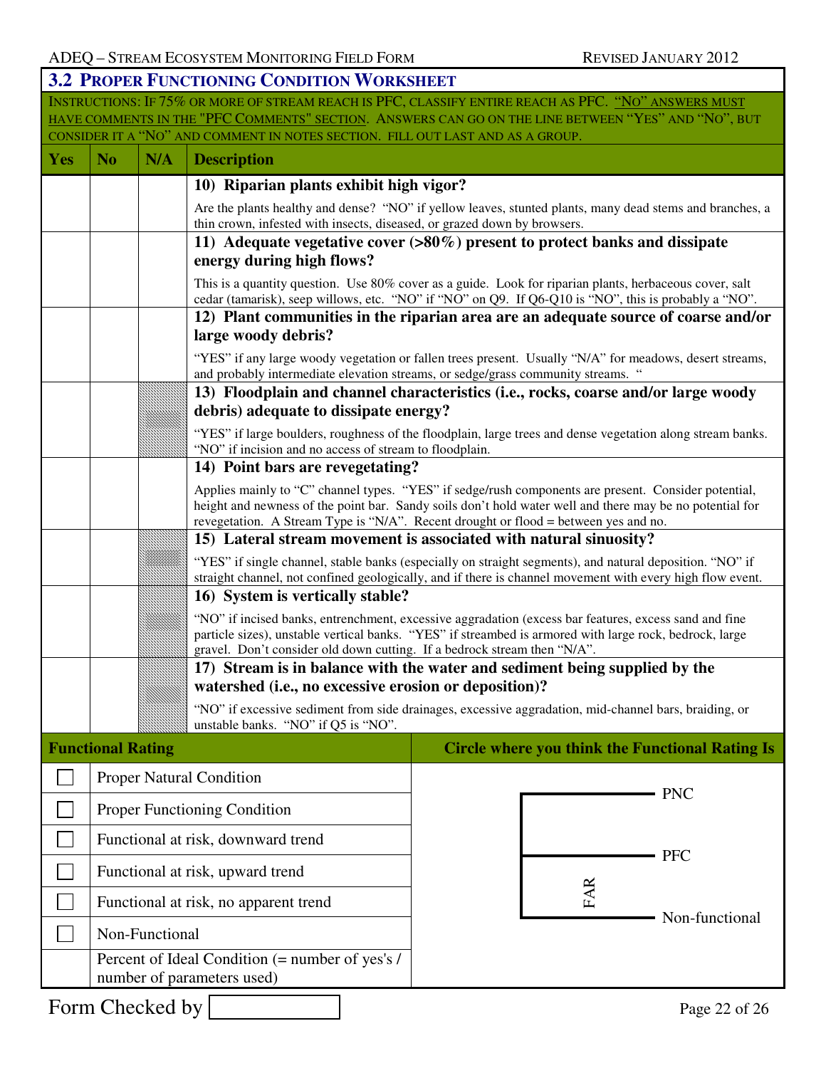## 3.2 Proper Functioning Condition Worksheet

Instructions: If 75% or more of stream reach is PFC, classify entire reach as PFC. "No" answers must have comments in the "PFC Comments" section. Answers can go on the line between "Yes" and "No", but consider it a "No" and comment in notes section. Fill out last and as a group.

| Yes | No | N/A | Description |
|---|---|---|---|
| | | | **10) Riparian plants exhibit high vigor?**<br>Are the plants healthy and dense? "NO" if yellow leaves, stunted plants, many dead stems and branches, a thin crown, infested with insects, diseased, or grazed down by browsers. |
| | | | **11) Adequate vegetative cover (>80%) present to protect banks and dissipate energy during high flows?**<br>This is a quantity question. Use 80% cover as a guide. Look for riparian plants, herbaceous cover, salt cedar (tamarisk), seep willows, etc. "NO" if "NO" on Q9. If Q6-Q10 is "NO", this is probably a "NO". |
| | | | **12) Plant communities in the riparian area are an adequate source of coarse and/or large woody debris?**<br>"YES" if any large woody vegetation or fallen trees present. Usually "N/A" for meadows, desert streams, and probably intermediate elevation streams, or sedge/grass community streams. " |
| | | | **13) Floodplain and channel characteristics (i.e., rocks, coarse and/or large woody debris) adequate to dissipate energy?**<br>"YES" if large boulders, roughness of the floodplain, large trees and dense vegetation along stream banks. "NO" if incision and no access of stream to floodplain. |
| | | | **14) Point bars are revegetating?**<br>Applies mainly to "C" channel types. "YES" if sedge/rush components are present. Consider potential, height and newness of the point bar. Sandy soils don't hold water well and there may be no potential for revegetation. A Stream Type is "N/A". Recent drought or flood = between yes and no. |
| | | | **15) Lateral stream movement is associated with natural sinuosity?**<br>"YES" if single channel, stable banks (especially on straight segments), and natural deposition. "NO" if straight channel, not confined geologically, and if there is channel movement with every high flow event. |
| | | | **16) System is vertically stable?**<br>"NO" if incised banks, entrenchment, excessive aggradation (excess bar features, excess sand and fine particle sizes), unstable vertical banks. "YES" if streambed is armored with large rock, bedrock, large gravel. Don't consider old down cutting. If a bedrock stream then "N/A". |
| | | | **17) Stream is in balance with the water and sediment being supplied by the watershed (i.e., no excessive erosion or deposition)?**<br>"NO" if excessive sediment from side drainages, excessive aggradation, mid-channel bars, braiding, or unstable banks. "NO" if Q5 is "NO". |

| Functional Rating | | Circle where you think the Functional Rating Is |
|---|---|---|
| ☐ | Proper Natural Condition | PNC |
| ☐ | Proper Functioning Condition | PFC |
| ☐ | Functional at risk, downward trend | FAR |
| ☐ | Functional at risk, upward trend | |
| ☐ | Functional at risk, no apparent trend | |
| ☐ | Non-Functional | Non-functional |
| | Percent of Ideal Condition (= number of yes's / number of parameters used) | |

Form Checked by ______________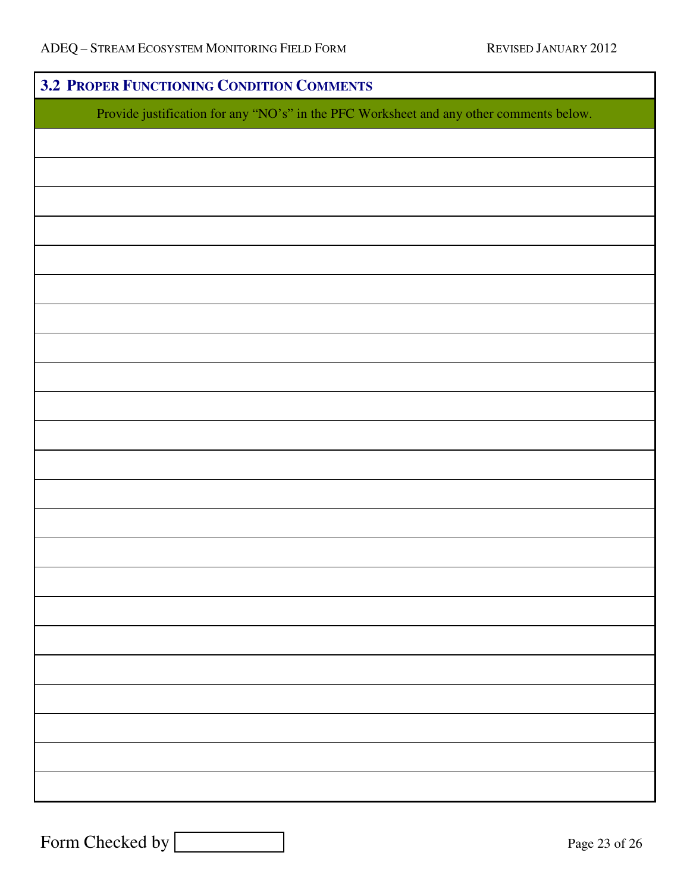## 3.2 PROPER FUNCTIONING CONDITION COMMENTS

| Provide justification for any "NO's" in the PFC Worksheet and any other comments below. |
| --- |
| |
| |
| |
| |
| |
| |
| |
| |
| |
| |
| |
| |
| |
| |
| |
| |
| |
| |
| |
| |
| |
| |
| |
| |

Form Checked by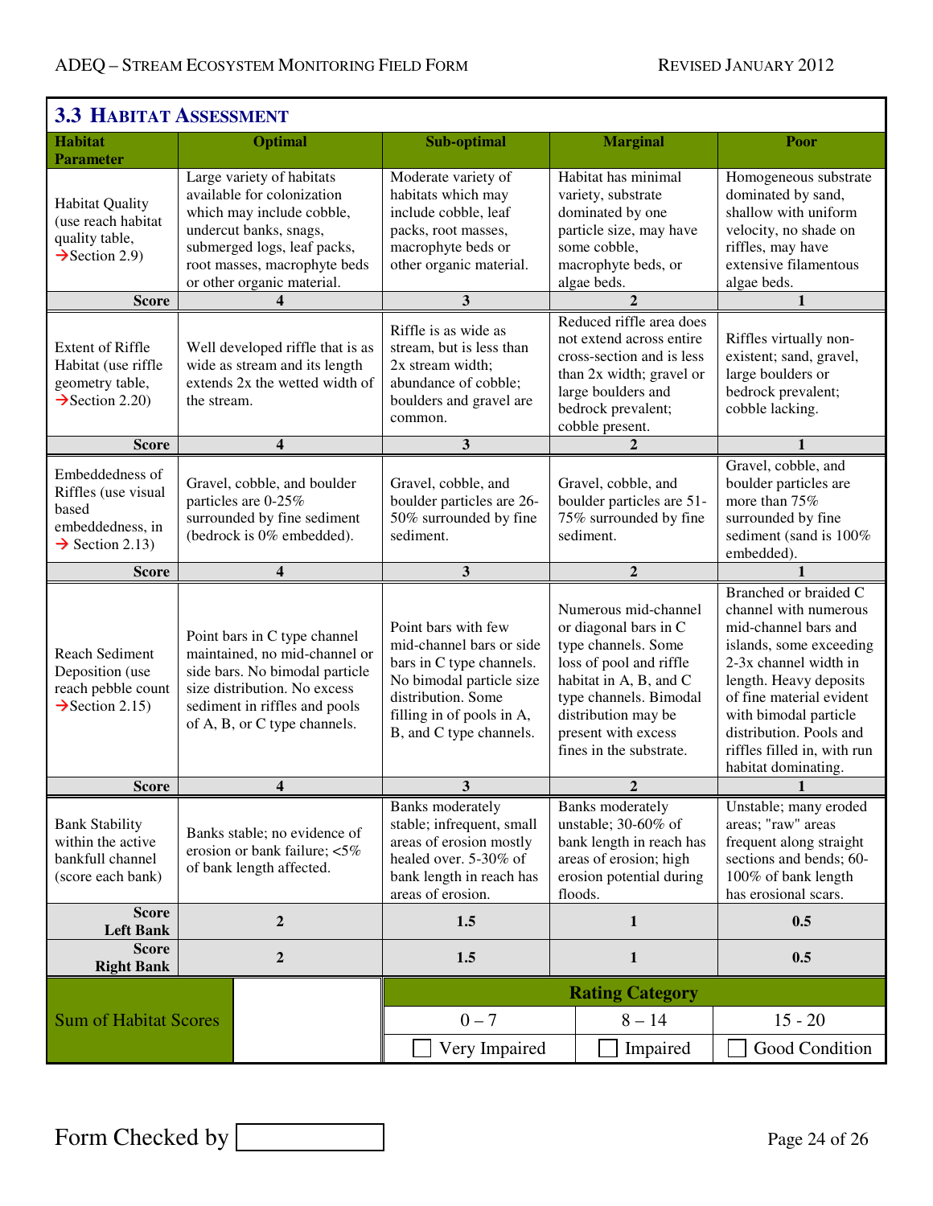## 3.3 Habitat Assessment

| Habitat Parameter | Optimal | Sub-optimal | Marginal | Poor |
|---|---|---|---|---|
| Habitat Quality (use reach habitat quality table, →Section 2.9) | Large variety of habitats available for colonization which may include cobble, undercut banks, snags, submerged logs, leaf packs, root masses, macrophyte beds or other organic material. | Moderate variety of habitats which may include cobble, leaf packs, root masses, macrophyte beds or other organic material. | Habitat has minimal variety, substrate dominated by one particle size, may have some cobble, macrophyte beds, or algae beds. | Homogeneous substrate dominated by sand, shallow with uniform velocity, no shade on riffles, may have extensive filamentous algae beds. |
| **Score** | **4** | **3** | **2** | **1** |
| Extent of Riffle Habitat (use riffle geometry table, →Section 2.20) | Well developed riffle that is as wide as stream and its length extends 2x the wetted width of the stream. | Riffle is as wide as stream, but is less than 2x stream width; abundance of cobble; boulders and gravel are common. | Reduced riffle area does not extend across entire cross-section and is less than 2x width; gravel or large boulders and bedrock prevalent; cobble present. | Riffles virtually non-existent; sand, gravel, large boulders or bedrock prevalent; cobble lacking. |
| **Score** | **4** | **3** | **2** | **1** |
| Embeddedness of Riffles (use visual based embeddedness, in → Section 2.13) | Gravel, cobble, and boulder particles are 0-25% surrounded by fine sediment (bedrock is 0% embedded). | Gravel, cobble, and boulder particles are 26-50% surrounded by fine sediment. | Gravel, cobble, and boulder particles are 51-75% surrounded by fine sediment. | Gravel, cobble, and boulder particles are more than 75% surrounded by fine sediment (sand is 100% embedded). |
| **Score** | **4** | **3** | **2** | **1** |
| Reach Sediment Deposition (use reach pebble count →Section 2.15) | Point bars in C type channel maintained, no mid-channel or side bars. No bimodal particle size distribution. No excess sediment in riffles and pools of A, B, or C type channels. | Point bars with few mid-channel bars or side bars in C type channels. No bimodal particle size distribution. Some filling in of pools in A, B, and C type channels. | Numerous mid-channel or diagonal bars in C type channels. Some loss of pool and riffle habitat in A, B, and C type channels. Bimodal distribution may be present with excess fines in the substrate. | Branched or braided C channel with numerous mid-channel bars and islands, some exceeding 2-3x channel width in length. Heavy deposits of fine material evident with bimodal particle distribution. Pools and riffles filled in, with run habitat dominating. |
| **Score** | **4** | **3** | **2** | **1** |
| Bank Stability within the active bankfull channel (score each bank) | Banks stable; no evidence of erosion or bank failure; <5% of bank length affected. | Banks moderately stable; infrequent, small areas of erosion mostly healed over. 5-30% of bank length in reach has areas of erosion. | Banks moderately unstable; 30-60% of bank length in reach has areas of erosion; high erosion potential during floods. | Unstable; many eroded areas; "raw" areas frequent along straight sections and bends; 60-100% of bank length has erosional scars. |
| **Score Left Bank** | **2** | **1.5** | **1** | **0.5** |
| **Score Right Bank** | **2** | **1.5** | **1** | **0.5** |

| Sum of Habitat Scores | | Rating Category | | |
|---|---|---|---|---|
| | | 0 – 7 | 8 – 14 | 15 - 20 |
| | | ☐ Very Impaired | ☐ Impaired | ☐ Good Condition |

Form Checked by ______________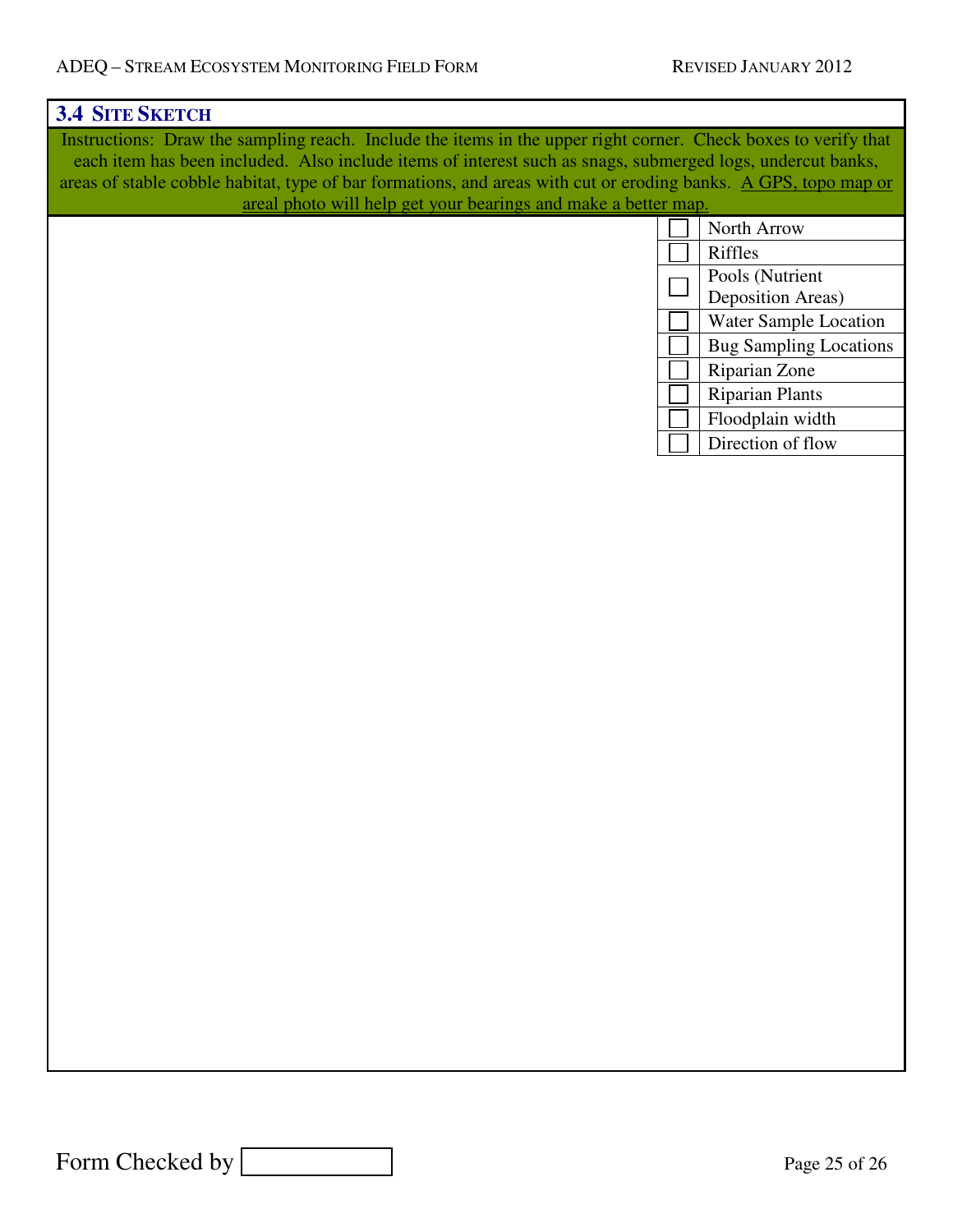## 3.4 Site Sketch

Instructions: Draw the sampling reach. Include the items in the upper right corner. Check boxes to verify that each item has been included. Also include items of interest such as snags, submerged logs, undercut banks, areas of stable cobble habitat, type of bar formations, and areas with cut or eroding banks. A GPS, topo map or areal photo will help get your bearings and make a better map.

| | |
|---|---|
| ☐ | North Arrow |
| ☐ | Riffles |
| ☐ | Pools (Nutrient Deposition Areas) |
| ☐ | Water Sample Location |
| ☐ | Bug Sampling Locations |
| ☐ | Riparian Zone |
| ☐ | Riparian Plants |
| ☐ | Floodplain width |
| ☐ | Direction of flow |

Form Checked by ______________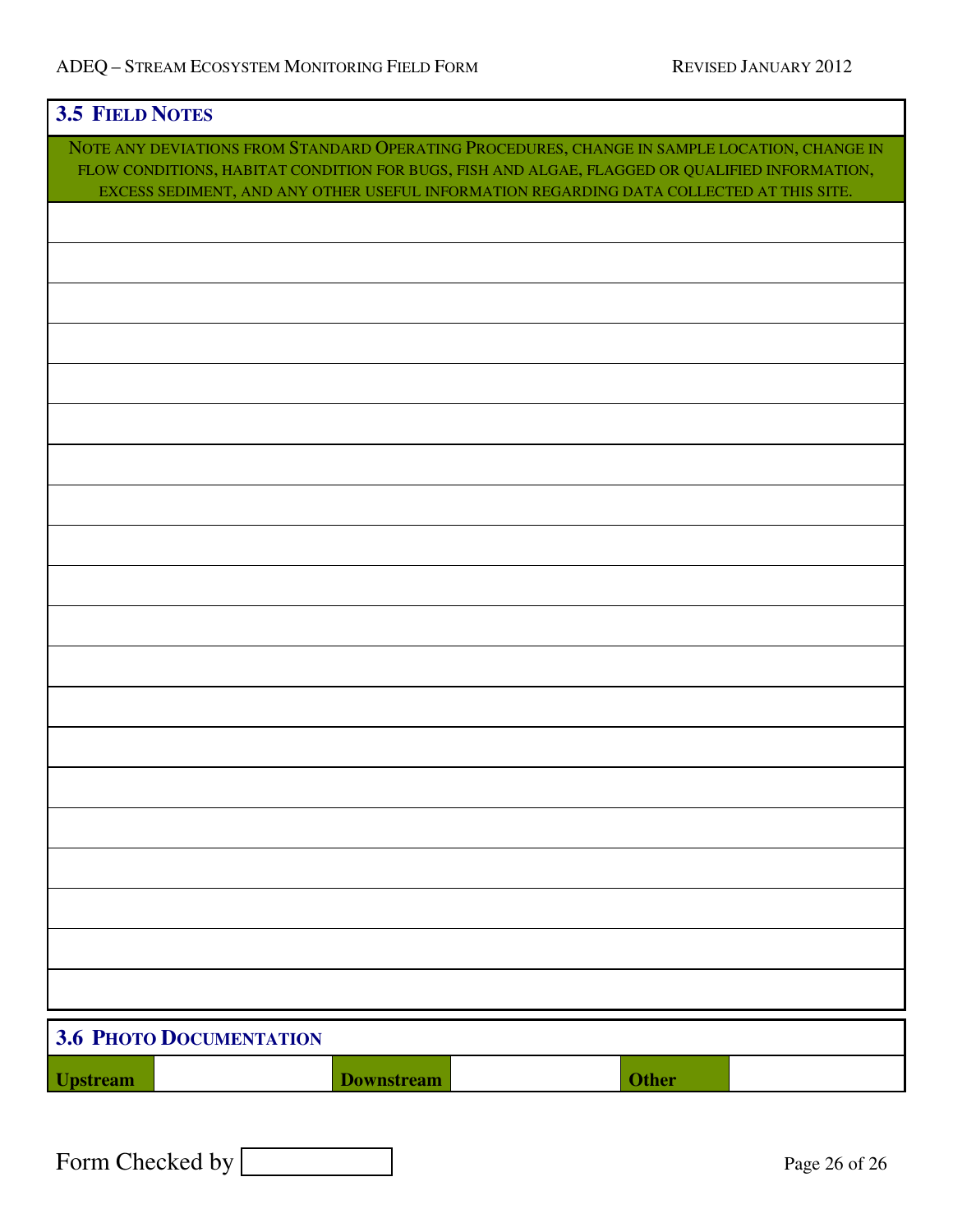## 3.5 Field Notes

NOTE ANY DEVIATIONS FROM STANDARD OPERATING PROCEDURES, CHANGE IN SAMPLE LOCATION, CHANGE IN FLOW CONDITIONS, HABITAT CONDITION FOR BUGS, FISH AND ALGAE, FLAGGED OR QUALIFIED INFORMATION, EXCESS SEDIMENT, AND ANY OTHER USEFUL INFORMATION REGARDING DATA COLLECTED AT THIS SITE.

## 3.6 Photo Documentation

| Upstream | | Downstream | | Other | |
|---|---|---|---|---|---|

Form Checked by